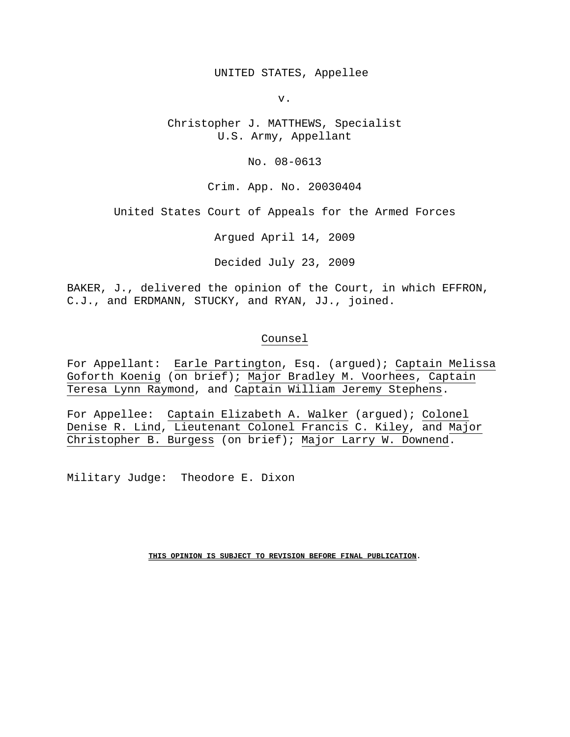UNITED STATES, Appellee

v.

Christopher J. MATTHEWS, Specialist
U.S. Army, Appellant

No. 08-0613

Crim. App. No. 20030404

United States Court of Appeals for the Armed Forces

Argued April 14, 2009

Decided July 23, 2009

BAKER, J., delivered the opinion of the Court, in which EFFRON, C.J., and ERDMANN, STUCKY, and RYAN, JJ., joined.

## Counsel

For Appellant: Earle Partington, Esq. (argued); Captain Melissa Goforth Koenig (on brief); Major Bradley M. Voorhees, Captain Teresa Lynn Raymond, and Captain William Jeremy Stephens.

For Appellee: Captain Elizabeth A. Walker (argued); Colonel Denise R. Lind, Lieutenant Colonel Francis C. Kiley, and Major Christopher B. Burgess (on brief); Major Larry W. Downend.

Military Judge: Theodore E. Dixon

**THIS OPINION IS SUBJECT TO REVISION BEFORE FINAL PUBLICATION.**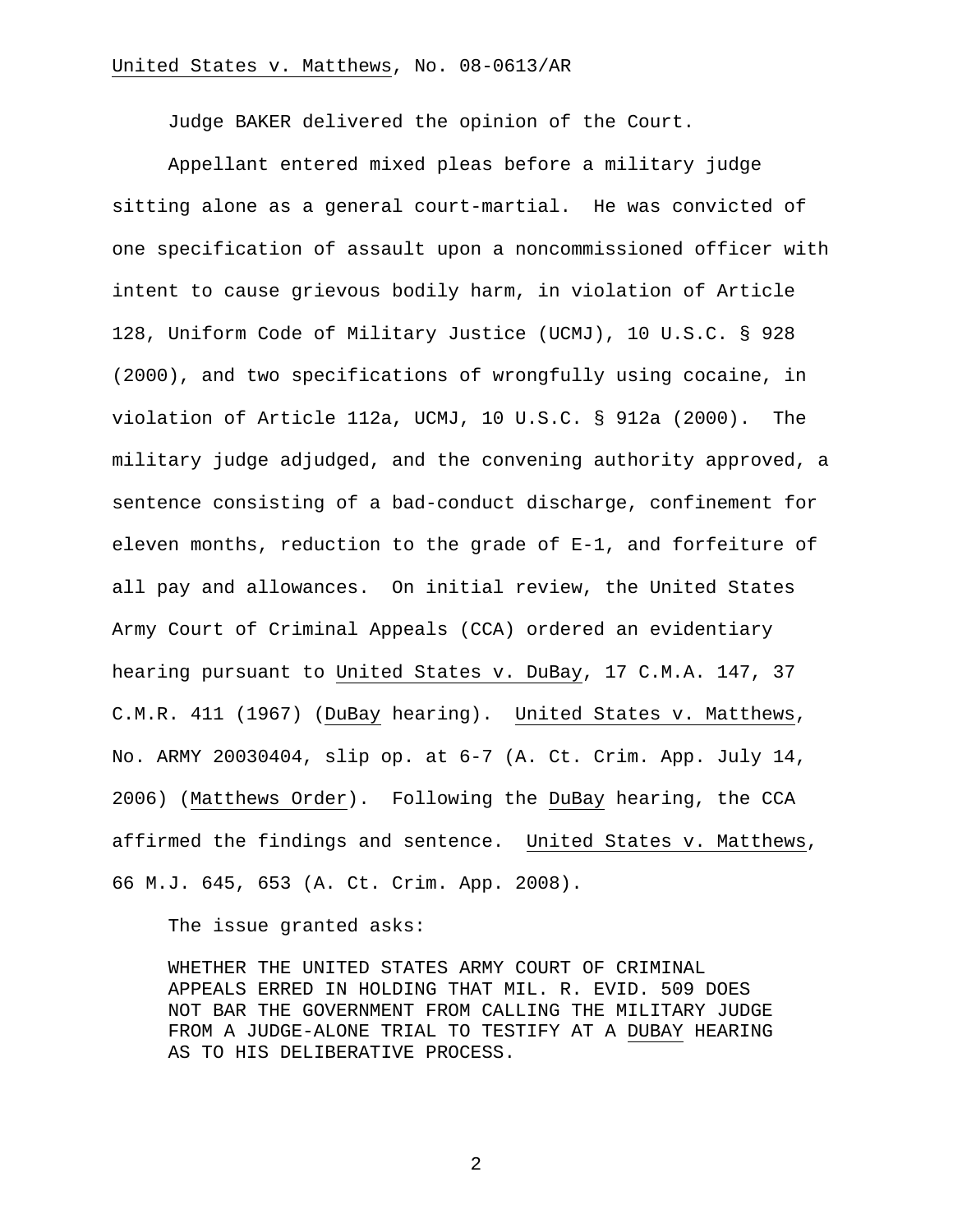Judge BAKER delivered the opinion of the Court.

Appellant entered mixed pleas before a military judge sitting alone as a general court-martial. He was convicted of one specification of assault upon a noncommissioned officer with intent to cause grievous bodily harm, in violation of Article 128, Uniform Code of Military Justice (UCMJ), 10 U.S.C. § 928 (2000), and two specifications of wrongfully using cocaine, in violation of Article 112a, UCMJ, 10 U.S.C. § 912a (2000). The military judge adjudged, and the convening authority approved, a sentence consisting of a bad-conduct discharge, confinement for eleven months, reduction to the grade of E-1, and forfeiture of all pay and allowances. On initial review, the United States Army Court of Criminal Appeals (CCA) ordered an evidentiary hearing pursuant to United States v. DuBay, 17 C.M.A. 147, 37 C.M.R. 411 (1967) (DuBay hearing). United States v. Matthews, No. ARMY 20030404, slip op. at 6-7 (A. Ct. Crim. App. July 14, 2006) (Matthews Order). Following the DuBay hearing, the CCA affirmed the findings and sentence. United States v. Matthews, 66 M.J. 645, 653 (A. Ct. Crim. App. 2008).

The issue granted asks:

> WHETHER THE UNITED STATES ARMY COURT OF CRIMINAL APPEALS ERRED IN HOLDING THAT MIL. R. EVID. 509 DOES NOT BAR THE GOVERNMENT FROM CALLING THE MILITARY JUDGE FROM A JUDGE-ALONE TRIAL TO TESTIFY AT A DUBAY HEARING AS TO HIS DELIBERATIVE PROCESS.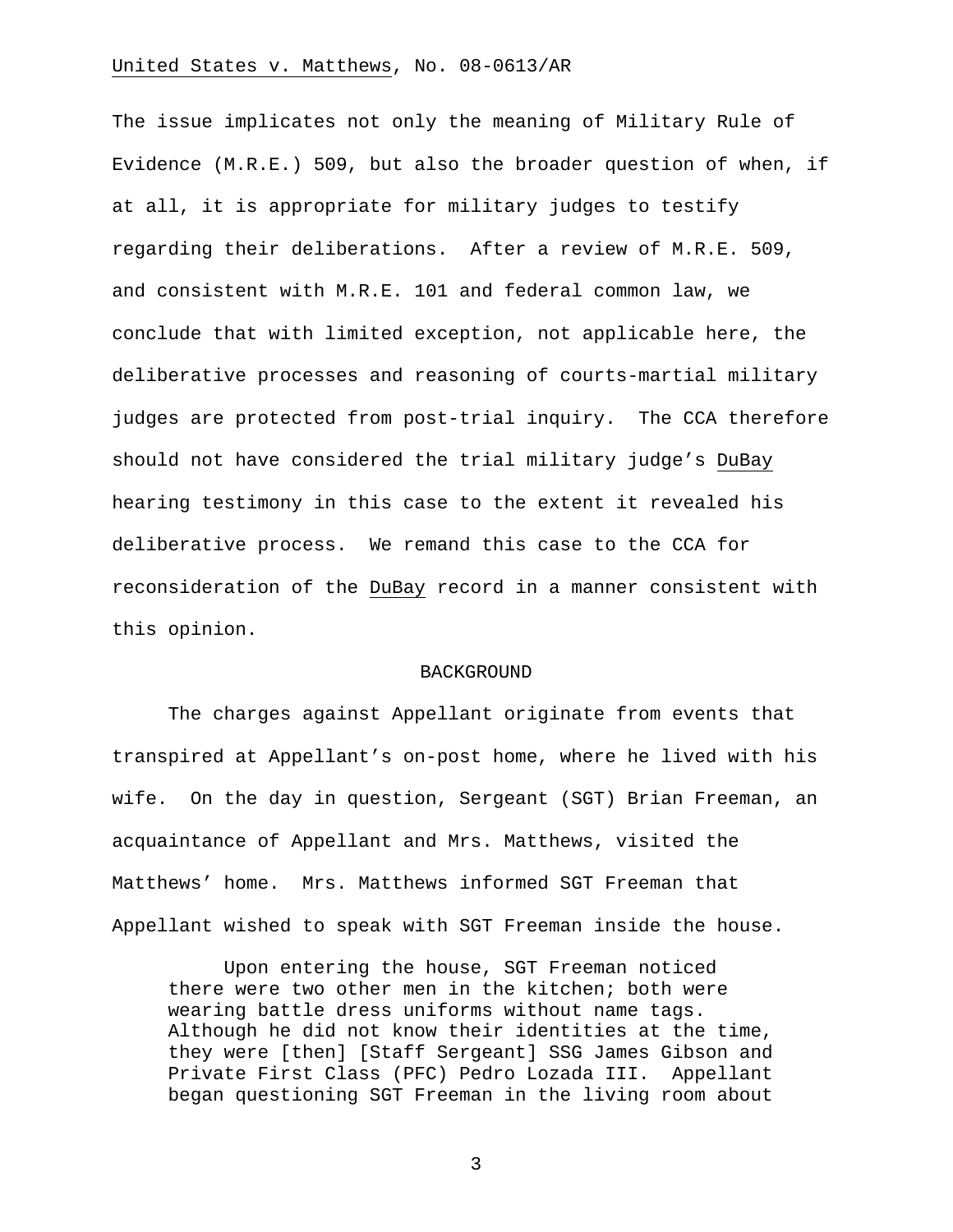The issue implicates not only the meaning of Military Rule of Evidence (M.R.E.) 509, but also the broader question of when, if at all, it is appropriate for military judges to testify regarding their deliberations. After a review of M.R.E. 509, and consistent with M.R.E. 101 and federal common law, we conclude that with limited exception, not applicable here, the deliberative processes and reasoning of courts-martial military judges are protected from post-trial inquiry. The CCA therefore should not have considered the trial military judge's DuBay hearing testimony in this case to the extent it revealed his deliberative process. We remand this case to the CCA for reconsideration of the DuBay record in a manner consistent with this opinion.

## BACKGROUND

The charges against Appellant originate from events that transpired at Appellant's on-post home, where he lived with his wife. On the day in question, Sergeant (SGT) Brian Freeman, an acquaintance of Appellant and Mrs. Matthews, visited the Matthews' home. Mrs. Matthews informed SGT Freeman that Appellant wished to speak with SGT Freeman inside the house.

> Upon entering the house, SGT Freeman noticed there were two other men in the kitchen; both were wearing battle dress uniforms without name tags. Although he did not know their identities at the time, they were [then] [Staff Sergeant] SSG James Gibson and Private First Class (PFC) Pedro Lozada III. Appellant began questioning SGT Freeman in the living room about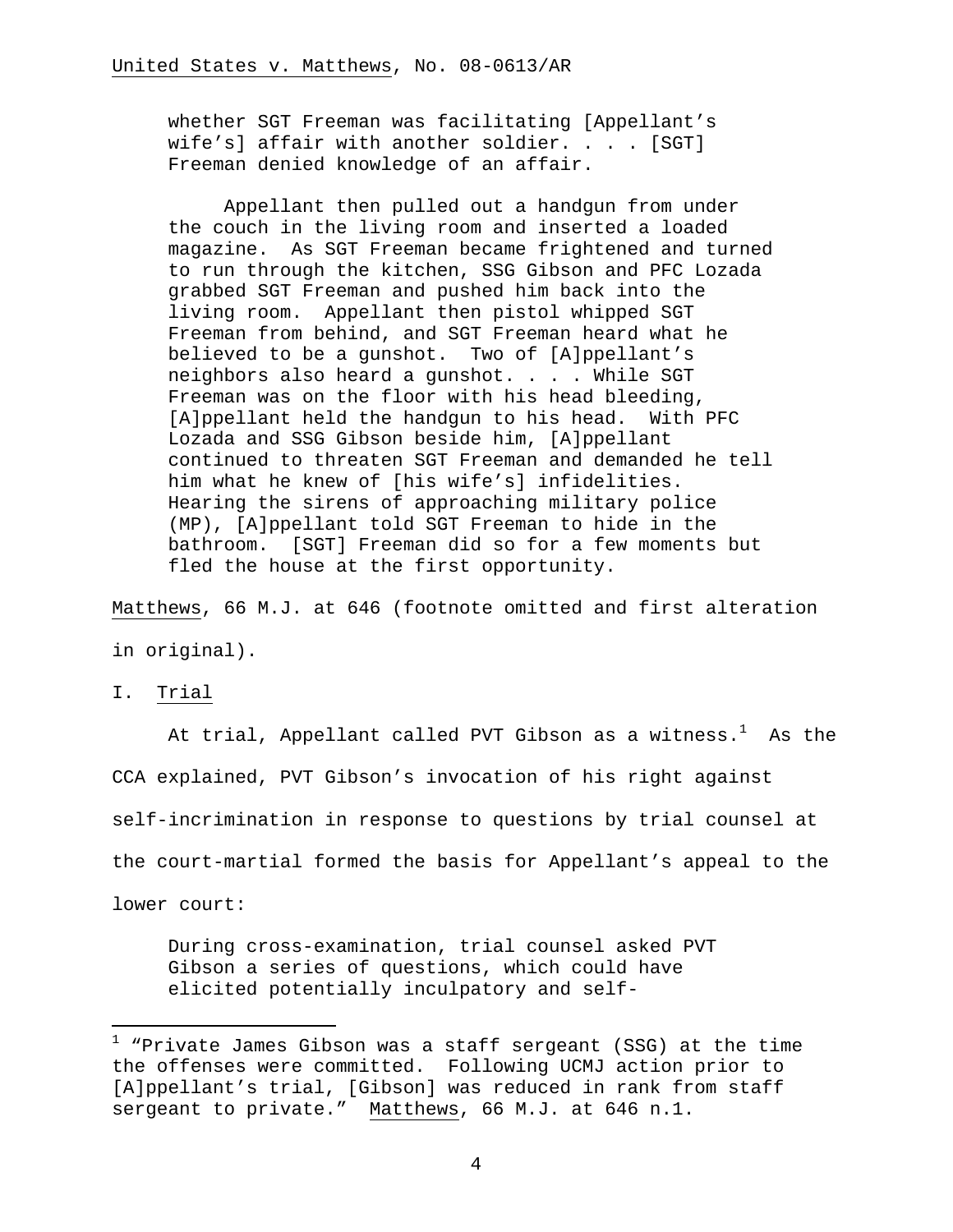> whether SGT Freeman was facilitating [Appellant's wife's] affair with another soldier. . . . [SGT] Freeman denied knowledge of an affair.
>
> Appellant then pulled out a handgun from under the couch in the living room and inserted a loaded magazine. As SGT Freeman became frightened and turned to run through the kitchen, SSG Gibson and PFC Lozada grabbed SGT Freeman and pushed him back into the living room. Appellant then pistol whipped SGT Freeman from behind, and SGT Freeman heard what he believed to be a gunshot. Two of [A]ppellant's neighbors also heard a gunshot. . . . While SGT Freeman was on the floor with his head bleeding, [A]ppellant held the handgun to his head. With PFC Lozada and SSG Gibson beside him, [A]ppellant continued to threaten SGT Freeman and demanded he tell him what he knew of [his wife's] infidelities. Hearing the sirens of approaching military police (MP), [A]ppellant told SGT Freeman to hide in the bathroom. [SGT] Freeman did so for a few moments but fled the house at the first opportunity.

Matthews, 66 M.J. at 646 (footnote omitted and first alteration in original).

## I. Trial

At trial, Appellant called PVT Gibson as a witness.[1] As the CCA explained, PVT Gibson's invocation of his right against self-incrimination in response to questions by trial counsel at the court-martial formed the basis for Appellant's appeal to the lower court:

> During cross-examination, trial counsel asked PVT Gibson a series of questions, which could have elicited potentially inculpatory and self-

[1] "Private James Gibson was a staff sergeant (SSG) at the time the offenses were committed. Following UCMJ action prior to [A]ppellant's trial, [Gibson] was reduced in rank from staff sergeant to private." Matthews, 66 M.J. at 646 n.1.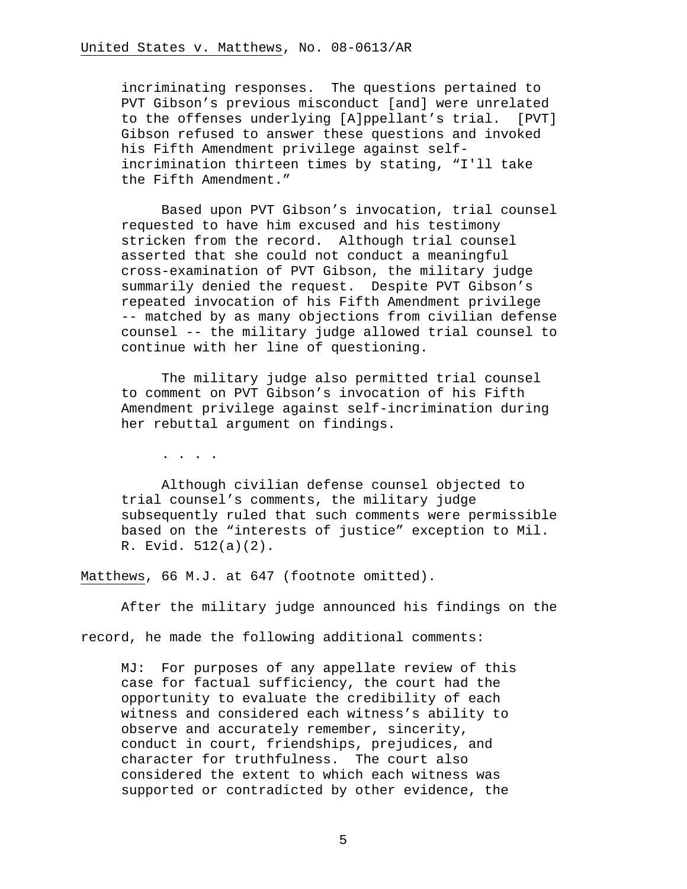> incriminating responses. The questions pertained to PVT Gibson's previous misconduct [and] were unrelated to the offenses underlying [A]ppellant's trial. [PVT] Gibson refused to answer these questions and invoked his Fifth Amendment privilege against self-incrimination thirteen times by stating, "I'll take the Fifth Amendment."
>
> Based upon PVT Gibson's invocation, trial counsel requested to have him excused and his testimony stricken from the record. Although trial counsel asserted that she could not conduct a meaningful cross-examination of PVT Gibson, the military judge summarily denied the request. Despite PVT Gibson's repeated invocation of his Fifth Amendment privilege -- matched by as many objections from civilian defense counsel -- the military judge allowed trial counsel to continue with her line of questioning.
>
> The military judge also permitted trial counsel to comment on PVT Gibson's invocation of his Fifth Amendment privilege against self-incrimination during her rebuttal argument on findings.
>
> . . . .
>
> Although civilian defense counsel objected to trial counsel's comments, the military judge subsequently ruled that such comments were permissible based on the "interests of justice" exception to Mil. R. Evid. 512(a)(2).

Matthews, 66 M.J. at 647 (footnote omitted).

After the military judge announced his findings on the record, he made the following additional comments:

> MJ: For purposes of any appellate review of this case for factual sufficiency, the court had the opportunity to evaluate the credibility of each witness and considered each witness's ability to observe and accurately remember, sincerity, conduct in court, friendships, prejudices, and character for truthfulness. The court also considered the extent to which each witness was supported or contradicted by other evidence, the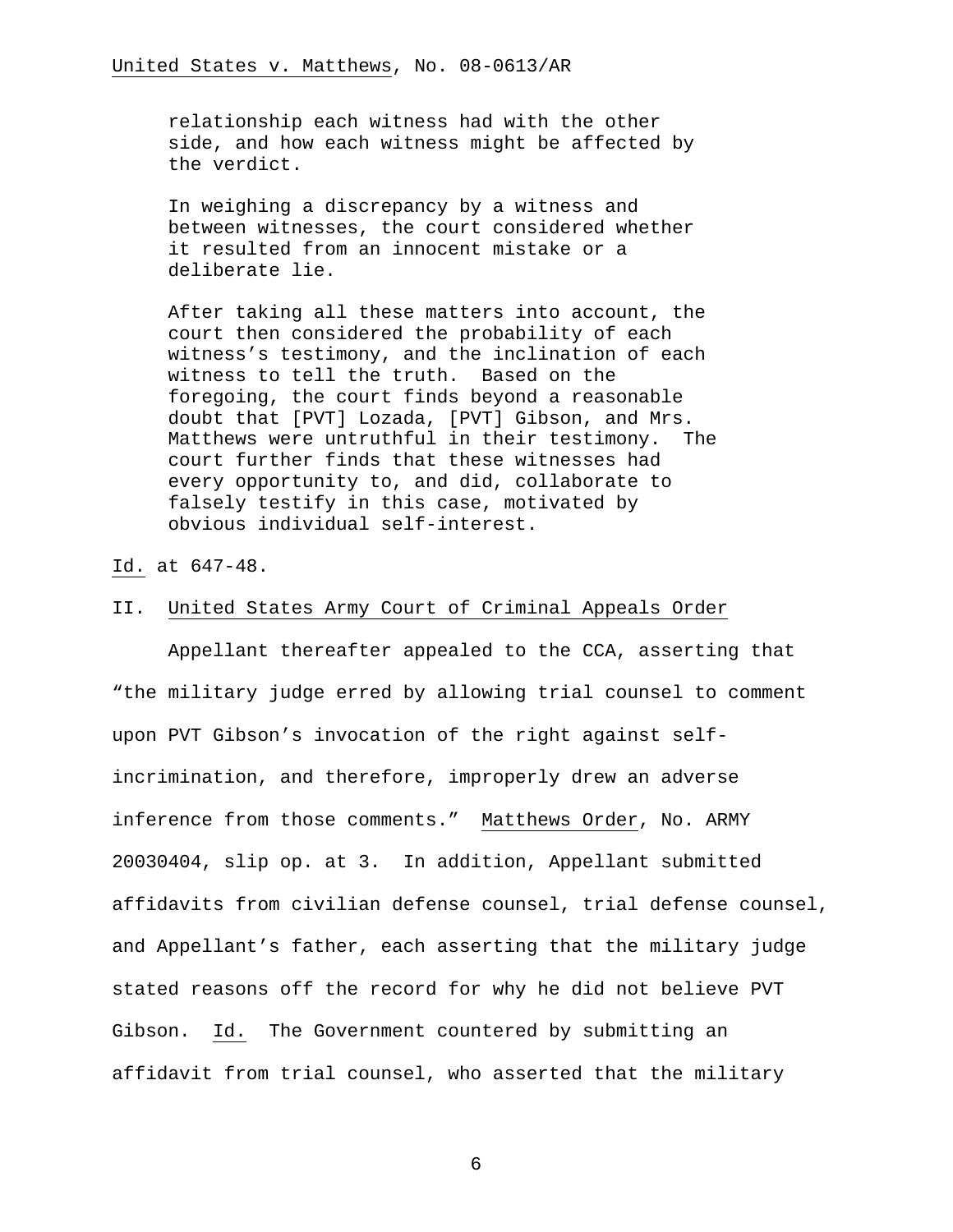> relationship each witness had with the other side, and how each witness might be affected by the verdict.
>
> In weighing a discrepancy by a witness and between witnesses, the court considered whether it resulted from an innocent mistake or a deliberate lie.
>
> After taking all these matters into account, the court then considered the probability of each witness's testimony, and the inclination of each witness to tell the truth. Based on the foregoing, the court finds beyond a reasonable doubt that [PVT] Lozada, [PVT] Gibson, and Mrs. Matthews were untruthful in their testimony. The court further finds that these witnesses had every opportunity to, and did, collaborate to falsely testify in this case, motivated by obvious individual self-interest.

Id. at 647-48.

## II. United States Army Court of Criminal Appeals Order

Appellant thereafter appealed to the CCA, asserting that "the military judge erred by allowing trial counsel to comment upon PVT Gibson's invocation of the right against self-incrimination, and therefore, improperly drew an adverse inference from those comments." Matthews Order, No. ARMY 20030404, slip op. at 3. In addition, Appellant submitted affidavits from civilian defense counsel, trial defense counsel, and Appellant's father, each asserting that the military judge stated reasons off the record for why he did not believe PVT Gibson. Id. The Government countered by submitting an affidavit from trial counsel, who asserted that the military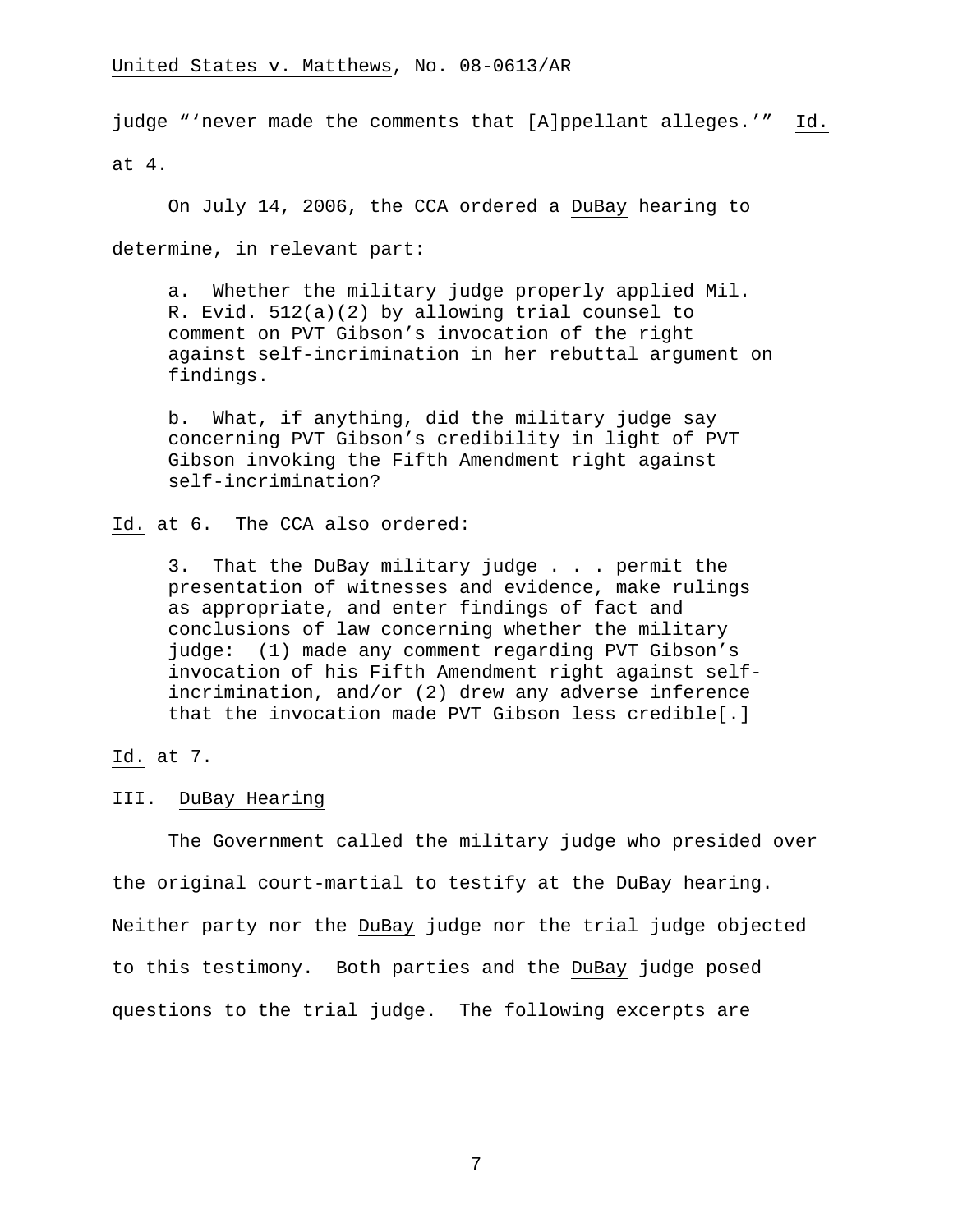judge "'never made the comments that [A]ppellant alleges.'" Id. at 4.

On July 14, 2006, the CCA ordered a DuBay hearing to determine, in relevant part:

> a. Whether the military judge properly applied Mil. R. Evid. 512(a)(2) by allowing trial counsel to comment on PVT Gibson's invocation of the right against self-incrimination in her rebuttal argument on findings.
>
> b. What, if anything, did the military judge say concerning PVT Gibson's credibility in light of PVT Gibson invoking the Fifth Amendment right against self-incrimination?

Id. at 6. The CCA also ordered:

> 3. That the DuBay military judge . . . permit the presentation of witnesses and evidence, make rulings as appropriate, and enter findings of fact and conclusions of law concerning whether the military judge: (1) made any comment regarding PVT Gibson's invocation of his Fifth Amendment right against self-incrimination, and/or (2) drew any adverse inference that the invocation made PVT Gibson less credible[.]

Id. at 7.

## III. DuBay Hearing

The Government called the military judge who presided over the original court-martial to testify at the DuBay hearing. Neither party nor the DuBay judge nor the trial judge objected to this testimony. Both parties and the DuBay judge posed questions to the trial judge. The following excerpts are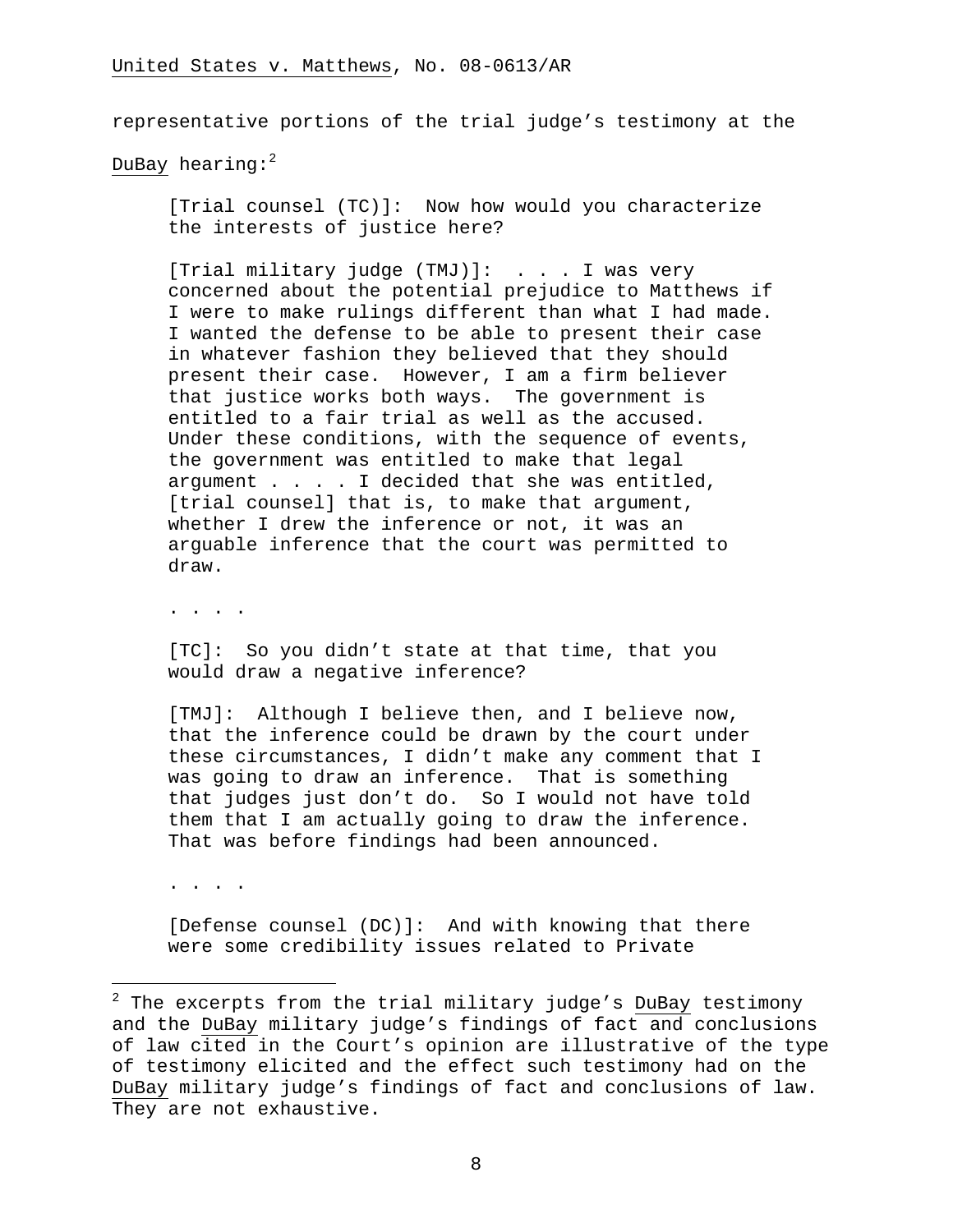representative portions of the trial judge's testimony at the DuBay hearing:[2]

> [Trial counsel (TC)]: Now how would you characterize the interests of justice here?
>
> [Trial military judge (TMJ)]: . . . I was very concerned about the potential prejudice to Matthews if I were to make rulings different than what I had made. I wanted the defense to be able to present their case in whatever fashion they believed that they should present their case. However, I am a firm believer that justice works both ways. The government is entitled to a fair trial as well as the accused. Under these conditions, with the sequence of events, the government was entitled to make that legal argument . . . . I decided that she was entitled, [trial counsel] that is, to make that argument, whether I drew the inference or not, it was an arguable inference that the court was permitted to draw.
>
> . . . .
>
> [TC]: So you didn't state at that time, that you would draw a negative inference?
>
> [TMJ]: Although I believe then, and I believe now, that the inference could be drawn by the court under these circumstances, I didn't make any comment that I was going to draw an inference. That is something that judges just don't do. So I would not have told them that I am actually going to draw the inference. That was before findings had been announced.
>
> . . . .
>
> [Defense counsel (DC)]: And with knowing that there were some credibility issues related to Private

---

[2] The excerpts from the trial military judge's DuBay testimony and the DuBay military judge's findings of fact and conclusions of law cited in the Court's opinion are illustrative of the type of testimony elicited and the effect such testimony had on the DuBay military judge's findings of fact and conclusions of law. They are not exhaustive.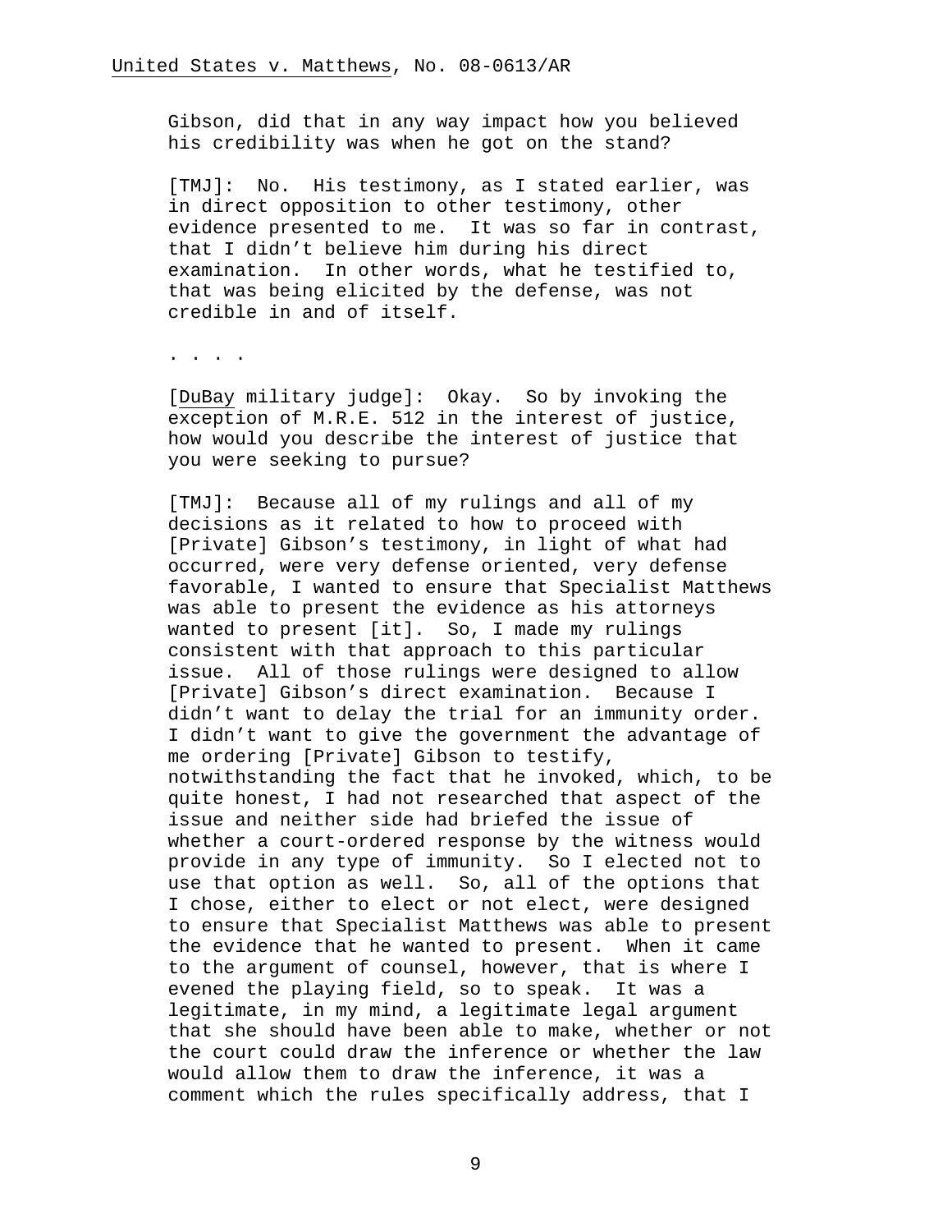Gibson, did that in any way impact how you believed his credibility was when he got on the stand?

[TMJ]: No. His testimony, as I stated earlier, was in direct opposition to other testimony, other evidence presented to me. It was so far in contrast, that I didn't believe him during his direct examination. In other words, what he testified to, that was being elicited by the defense, was not credible in and of itself.

. . . .

[DuBay military judge]: Okay. So by invoking the exception of M.R.E. 512 in the interest of justice, how would you describe the interest of justice that you were seeking to pursue?

[TMJ]: Because all of my rulings and all of my decisions as it related to how to proceed with [Private] Gibson's testimony, in light of what had occurred, were very defense oriented, very defense favorable, I wanted to ensure that Specialist Matthews was able to present the evidence as his attorneys wanted to present [it]. So, I made my rulings consistent with that approach to this particular issue. All of those rulings were designed to allow [Private] Gibson's direct examination. Because I didn't want to delay the trial for an immunity order. I didn't want to give the government the advantage of me ordering [Private] Gibson to testify, notwithstanding the fact that he invoked, which, to be quite honest, I had not researched that aspect of the issue and neither side had briefed the issue of whether a court-ordered response by the witness would provide in any type of immunity. So I elected not to use that option as well. So, all of the options that I chose, either to elect or not elect, were designed to ensure that Specialist Matthews was able to present the evidence that he wanted to present. When it came to the argument of counsel, however, that is where I evened the playing field, so to speak. It was a legitimate, in my mind, a legitimate legal argument that she should have been able to make, whether or not the court could draw the inference or whether the law would allow them to draw the inference, it was a comment which the rules specifically address, that I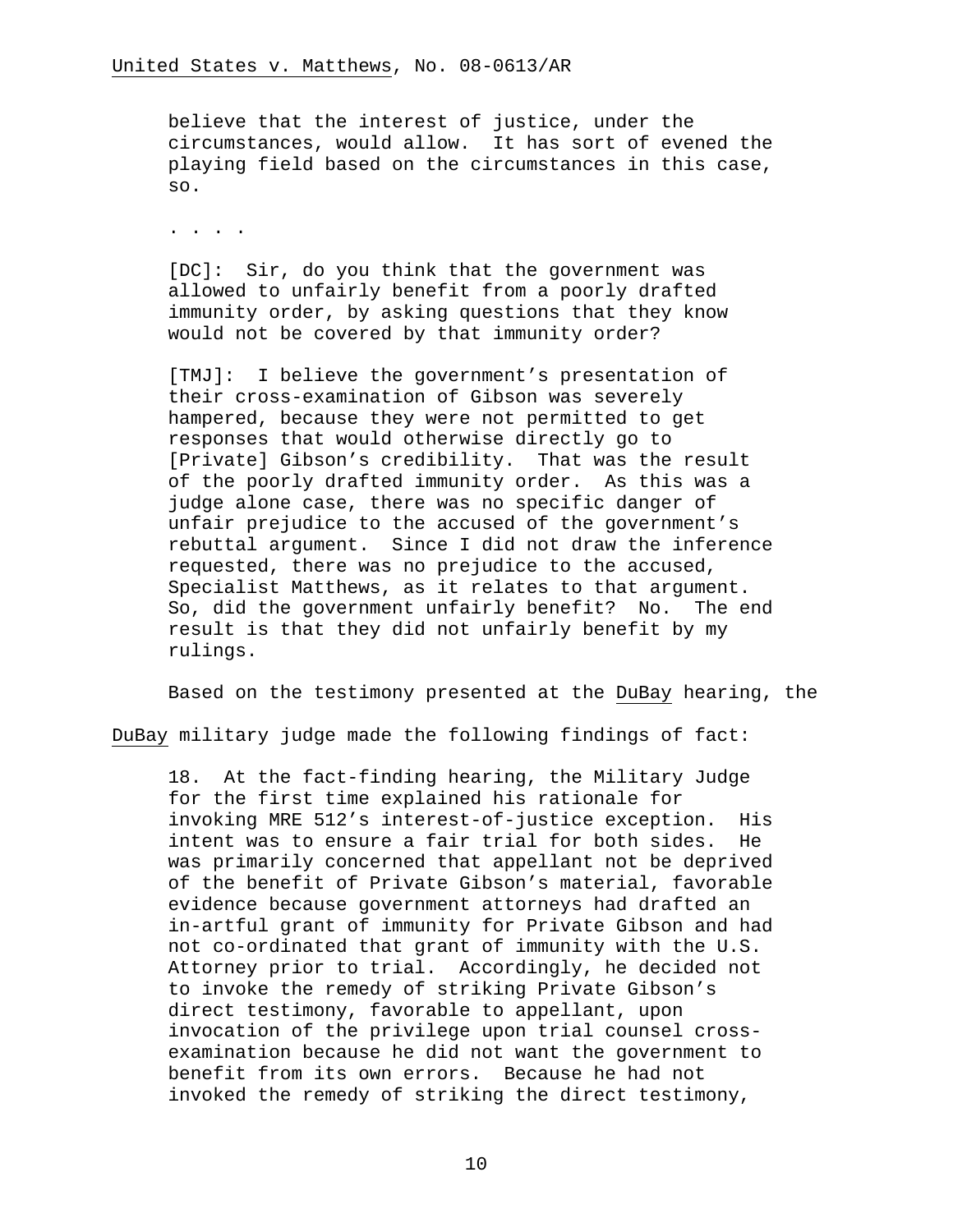> believe that the interest of justice, under the circumstances, would allow. It has sort of evened the playing field based on the circumstances in this case, so.
>
> . . . .
>
> [DC]: Sir, do you think that the government was allowed to unfairly benefit from a poorly drafted immunity order, by asking questions that they know would not be covered by that immunity order?
>
> [TMJ]: I believe the government's presentation of their cross-examination of Gibson was severely hampered, because they were not permitted to get responses that would otherwise directly go to [Private] Gibson's credibility. That was the result of the poorly drafted immunity order. As this was a judge alone case, there was no specific danger of unfair prejudice to the accused of the government's rebuttal argument. Since I did not draw the inference requested, there was no prejudice to the accused, Specialist Matthews, as it relates to that argument. So, did the government unfairly benefit? No. The end result is that they did not unfairly benefit by my rulings.

Based on the testimony presented at the DuBay hearing, the DuBay military judge made the following findings of fact:

> 18. At the fact-finding hearing, the Military Judge for the first time explained his rationale for invoking MRE 512's interest-of-justice exception. His intent was to ensure a fair trial for both sides. He was primarily concerned that appellant not be deprived of the benefit of Private Gibson's material, favorable evidence because government attorneys had drafted an in-artful grant of immunity for Private Gibson and had not co-ordinated that grant of immunity with the U.S. Attorney prior to trial. Accordingly, he decided not to invoke the remedy of striking Private Gibson's direct testimony, favorable to appellant, upon invocation of the privilege upon trial counsel cross-examination because he did not want the government to benefit from its own errors. Because he had not invoked the remedy of striking the direct testimony,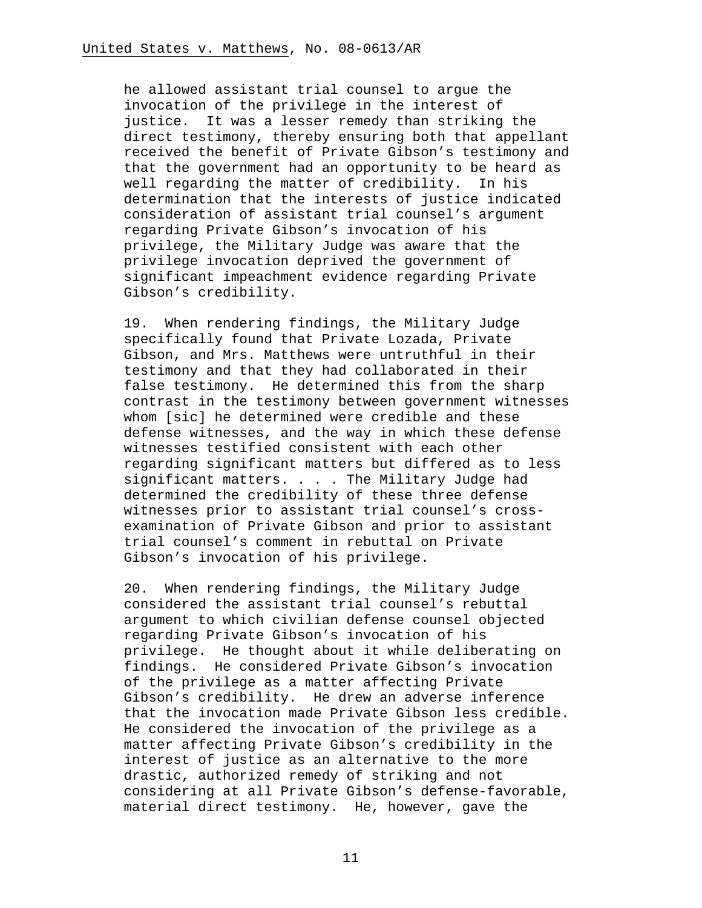he allowed assistant trial counsel to argue the invocation of the privilege in the interest of justice. It was a lesser remedy than striking the direct testimony, thereby ensuring both that appellant received the benefit of Private Gibson's testimony and that the government had an opportunity to be heard as well regarding the matter of credibility. In his determination that the interests of justice indicated consideration of assistant trial counsel's argument regarding Private Gibson's invocation of his privilege, the Military Judge was aware that the privilege invocation deprived the government of significant impeachment evidence regarding Private Gibson's credibility.

19. When rendering findings, the Military Judge specifically found that Private Lozada, Private Gibson, and Mrs. Matthews were untruthful in their testimony and that they had collaborated in their false testimony. He determined this from the sharp contrast in the testimony between government witnesses whom [sic] he determined were credible and these defense witnesses, and the way in which these defense witnesses testified consistent with each other regarding significant matters but differed as to less significant matters. . . . The Military Judge had determined the credibility of these three defense witnesses prior to assistant trial counsel's cross-examination of Private Gibson and prior to assistant trial counsel's comment in rebuttal on Private Gibson's invocation of his privilege.

20. When rendering findings, the Military Judge considered the assistant trial counsel's rebuttal argument to which civilian defense counsel objected regarding Private Gibson's invocation of his privilege. He thought about it while deliberating on findings. He considered Private Gibson's invocation of the privilege as a matter affecting Private Gibson's credibility. He drew an adverse inference that the invocation made Private Gibson less credible. He considered the invocation of the privilege as a matter affecting Private Gibson's credibility in the interest of justice as an alternative to the more drastic, authorized remedy of striking and not considering at all Private Gibson's defense-favorable, material direct testimony. He, however, gave the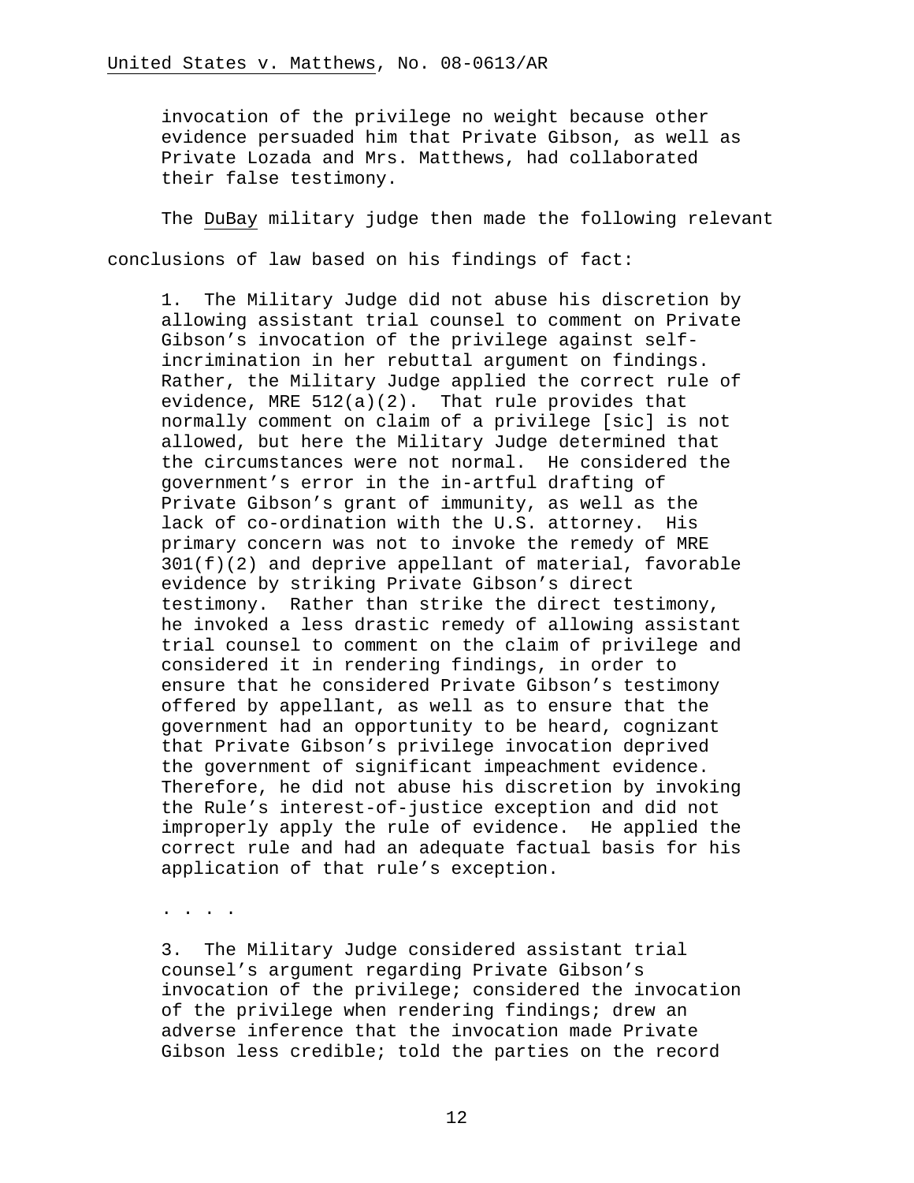invocation of the privilege no weight because other evidence persuaded him that Private Gibson, as well as Private Lozada and Mrs. Matthews, had collaborated their false testimony.

The DuBay military judge then made the following relevant conclusions of law based on his findings of fact:

> 1. The Military Judge did not abuse his discretion by allowing assistant trial counsel to comment on Private Gibson's invocation of the privilege against self-incrimination in her rebuttal argument on findings. Rather, the Military Judge applied the correct rule of evidence, MRE 512(a)(2). That rule provides that normally comment on claim of a privilege [sic] is not allowed, but here the Military Judge determined that the circumstances were not normal. He considered the government's error in the in-artful drafting of Private Gibson's grant of immunity, as well as the lack of co-ordination with the U.S. attorney. His primary concern was not to invoke the remedy of MRE 301(f)(2) and deprive appellant of material, favorable evidence by striking Private Gibson's direct testimony. Rather than strike the direct testimony, he invoked a less drastic remedy of allowing assistant trial counsel to comment on the claim of privilege and considered it in rendering findings, in order to ensure that he considered Private Gibson's testimony offered by appellant, as well as to ensure that the government had an opportunity to be heard, cognizant that Private Gibson's privilege invocation deprived the government of significant impeachment evidence. Therefore, he did not abuse his discretion by invoking the Rule's interest-of-justice exception and did not improperly apply the rule of evidence. He applied the correct rule and had an adequate factual basis for his application of that rule's exception.
>
> . . . .
>
> 3. The Military Judge considered assistant trial counsel's argument regarding Private Gibson's invocation of the privilege; considered the invocation of the privilege when rendering findings; drew an adverse inference that the invocation made Private Gibson less credible; told the parties on the record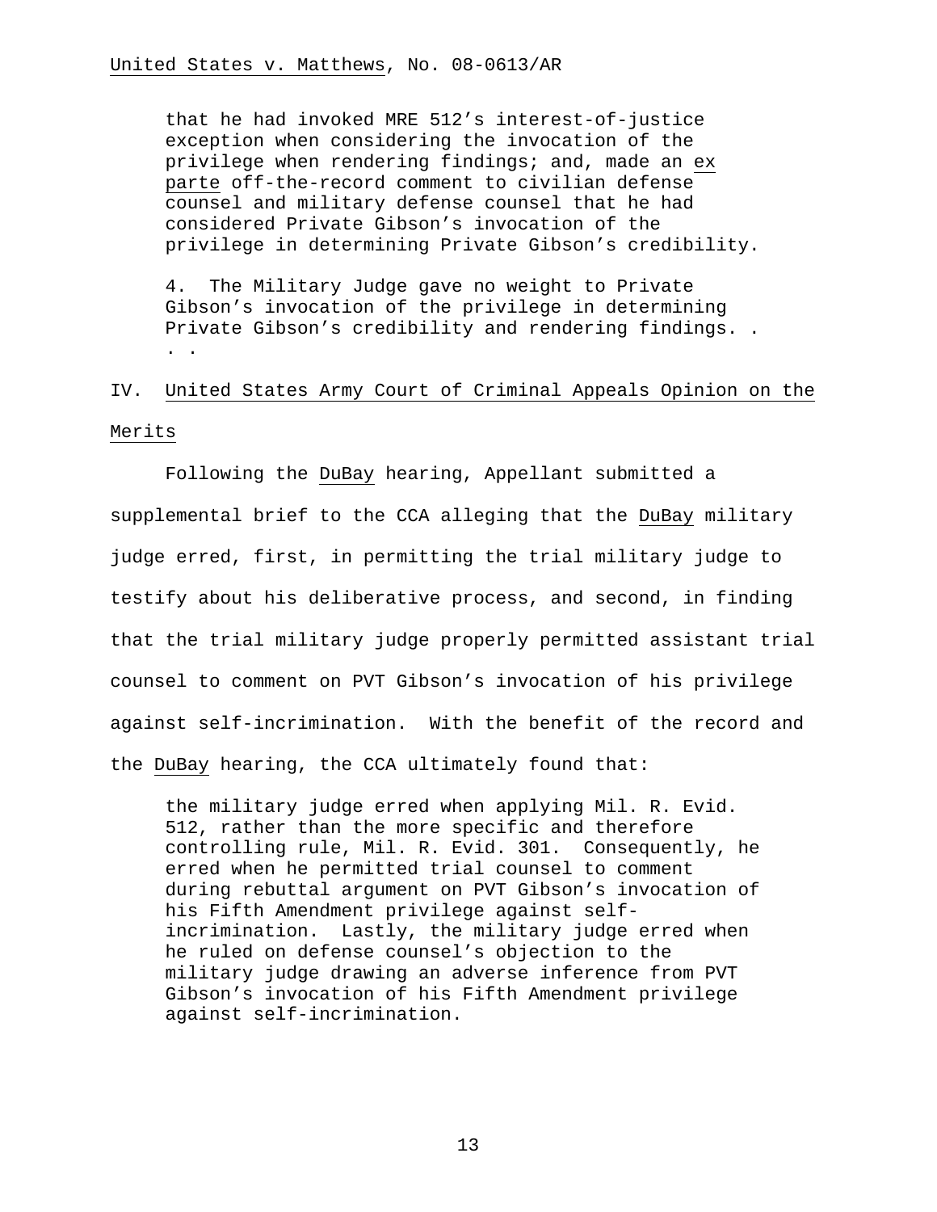> that he had invoked MRE 512's interest-of-justice exception when considering the invocation of the privilege when rendering findings; and, made an *ex parte* off-the-record comment to civilian defense counsel and military defense counsel that he had considered Private Gibson's invocation of the privilege in determining Private Gibson's credibility.
>
> 4. The Military Judge gave no weight to Private Gibson's invocation of the privilege in determining Private Gibson's credibility and rendering findings. . . .

## IV. United States Army Court of Criminal Appeals Opinion on the Merits

Following the *DuBay* hearing, Appellant submitted a supplemental brief to the CCA alleging that the *DuBay* military judge erred, first, in permitting the trial military judge to testify about his deliberative process, and second, in finding that the trial military judge properly permitted assistant trial counsel to comment on PVT Gibson's invocation of his privilege against self-incrimination. With the benefit of the record and the *DuBay* hearing, the CCA ultimately found that:

> the military judge erred when applying Mil. R. Evid. 512, rather than the more specific and therefore controlling rule, Mil. R. Evid. 301. Consequently, he erred when he permitted trial counsel to comment during rebuttal argument on PVT Gibson's invocation of his Fifth Amendment privilege against self-incrimination. Lastly, the military judge erred when he ruled on defense counsel's objection to the military judge drawing an adverse inference from PVT Gibson's invocation of his Fifth Amendment privilege against self-incrimination.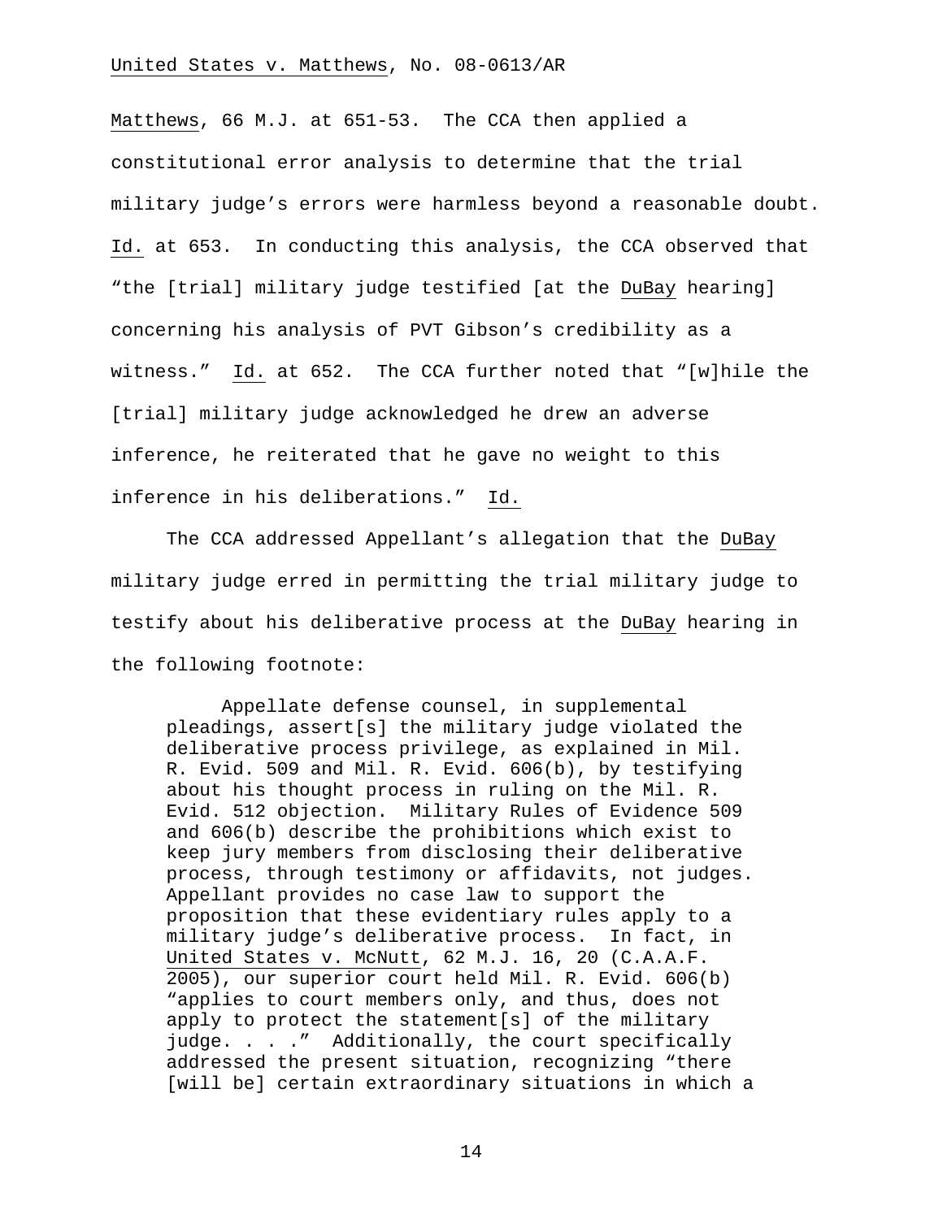Matthews, 66 M.J. at 651-53. The CCA then applied a constitutional error analysis to determine that the trial military judge's errors were harmless beyond a reasonable doubt. Id. at 653. In conducting this analysis, the CCA observed that "the [trial] military judge testified [at the DuBay hearing] concerning his analysis of PVT Gibson's credibility as a witness." Id. at 652. The CCA further noted that "[w]hile the [trial] military judge acknowledged he drew an adverse inference, he reiterated that he gave no weight to this inference in his deliberations." Id.

The CCA addressed Appellant's allegation that the DuBay military judge erred in permitting the trial military judge to testify about his deliberative process at the DuBay hearing in the following footnote:

> Appellate defense counsel, in supplemental pleadings, assert[s] the military judge violated the deliberative process privilege, as explained in Mil. R. Evid. 509 and Mil. R. Evid. 606(b), by testifying about his thought process in ruling on the Mil. R. Evid. 512 objection. Military Rules of Evidence 509 and 606(b) describe the prohibitions which exist to keep jury members from disclosing their deliberative process, through testimony or affidavits, not judges. Appellant provides no case law to support the proposition that these evidentiary rules apply to a military judge's deliberative process. In fact, in United States v. McNutt, 62 M.J. 16, 20 (C.A.A.F. 2005), our superior court held Mil. R. Evid. 606(b) "applies to court members only, and thus, does not apply to protect the statement[s] of the military judge. . . ." Additionally, the court specifically addressed the present situation, recognizing "there [will be] certain extraordinary situations in which a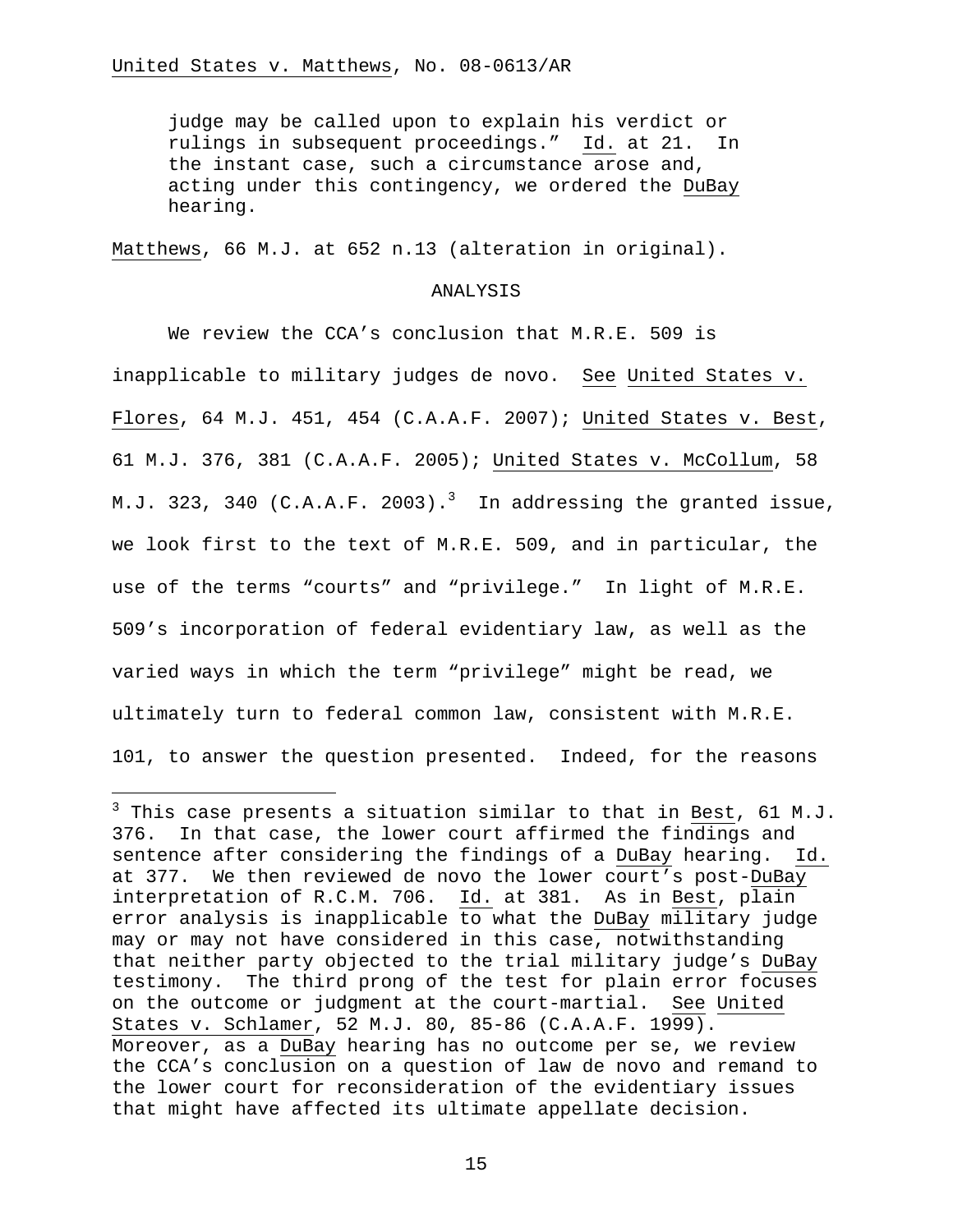> judge may be called upon to explain his verdict or rulings in subsequent proceedings." Id. at 21. In the instant case, such a circumstance arose and, acting under this contingency, we ordered the DuBay hearing.

Matthews, 66 M.J. at 652 n.13 (alteration in original).

## ANALYSIS

We review the CCA's conclusion that M.R.E. 509 is inapplicable to military judges de novo. See United States v. Flores, 64 M.J. 451, 454 (C.A.A.F. 2007); United States v. Best, 61 M.J. 376, 381 (C.A.A.F. 2005); United States v. McCollum, 58 M.J. 323, 340 (C.A.A.F. 2003).[3] In addressing the granted issue, we look first to the text of M.R.E. 509, and in particular, the use of the terms "courts" and "privilege." In light of M.R.E. 509's incorporation of federal evidentiary law, as well as the varied ways in which the term "privilege" might be read, we ultimately turn to federal common law, consistent with M.R.E. 101, to answer the question presented. Indeed, for the reasons

---

[3] This case presents a situation similar to that in Best, 61 M.J. 376. In that case, the lower court affirmed the findings and sentence after considering the findings of a DuBay hearing. Id. at 377. We then reviewed de novo the lower court's post-DuBay interpretation of R.C.M. 706. Id. at 381. As in Best, plain error analysis is inapplicable to what the DuBay military judge may or may not have considered in this case, notwithstanding that neither party objected to the trial military judge's DuBay testimony. The third prong of the test for plain error focuses on the outcome or judgment at the court-martial. See United States v. Schlamer, 52 M.J. 80, 85-86 (C.A.A.F. 1999). Moreover, as a DuBay hearing has no outcome per se, we review the CCA's conclusion on a question of law de novo and remand to the lower court for reconsideration of the evidentiary issues that might have affected its ultimate appellate decision.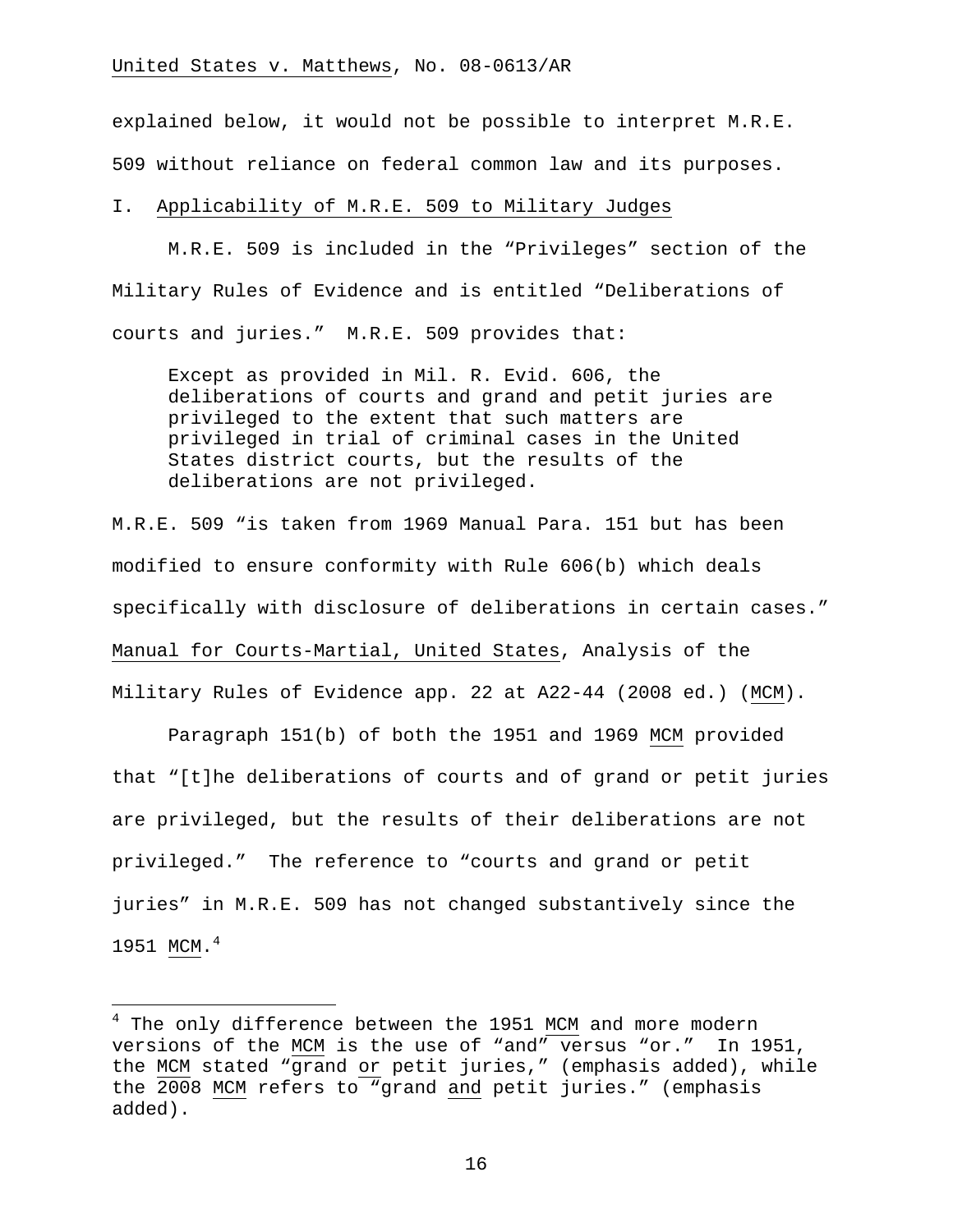explained below, it would not be possible to interpret M.R.E. 509 without reliance on federal common law and its purposes.

I. Applicability of M.R.E. 509 to Military Judges

M.R.E. 509 is included in the "Privileges" section of the Military Rules of Evidence and is entitled "Deliberations of courts and juries." M.R.E. 509 provides that:

> Except as provided in Mil. R. Evid. 606, the deliberations of courts and grand and petit juries are privileged to the extent that such matters are privileged in trial of criminal cases in the United States district courts, but the results of the deliberations are not privileged.

M.R.E. 509 "is taken from 1969 Manual Para. 151 but has been modified to ensure conformity with Rule 606(b) which deals specifically with disclosure of deliberations in certain cases." Manual for Courts-Martial, United States, Analysis of the Military Rules of Evidence app. 22 at A22-44 (2008 ed.) (MCM).

Paragraph 151(b) of both the 1951 and 1969 MCM provided that "[t]he deliberations of courts and of grand or petit juries are privileged, but the results of their deliberations are not privileged." The reference to "courts and grand or petit juries" in M.R.E. 509 has not changed substantively since the 1951 MCM.[4]

---

[4] The only difference between the 1951 MCM and more modern versions of the MCM is the use of "and" versus "or." In 1951, the MCM stated "grand or petit juries," (emphasis added), while the 2008 MCM refers to "grand and petit juries." (emphasis added).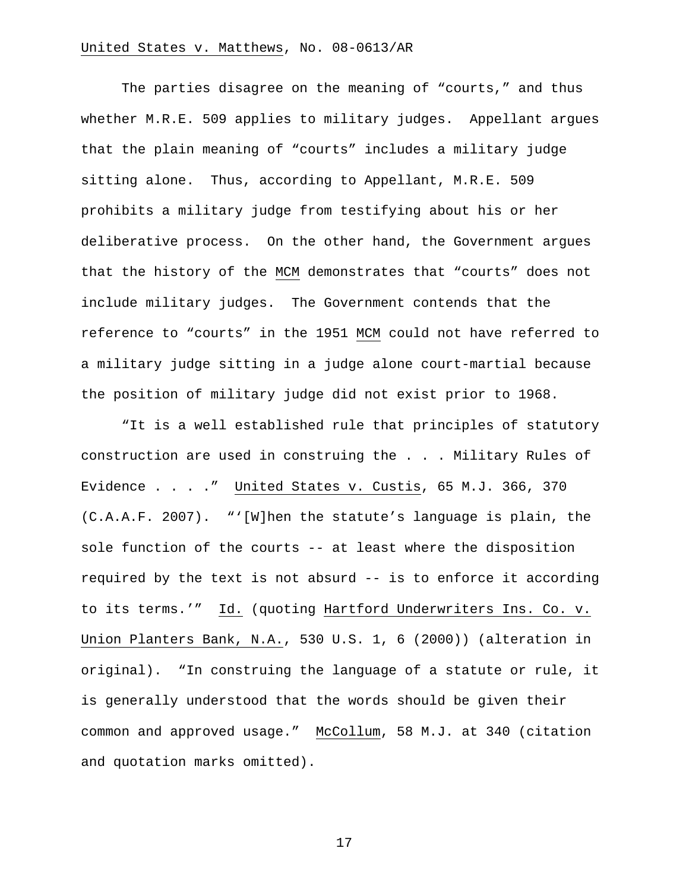The parties disagree on the meaning of "courts," and thus whether M.R.E. 509 applies to military judges. Appellant argues that the plain meaning of "courts" includes a military judge sitting alone. Thus, according to Appellant, M.R.E. 509 prohibits a military judge from testifying about his or her deliberative process. On the other hand, the Government argues that the history of the MCM demonstrates that "courts" does not include military judges. The Government contends that the reference to "courts" in the 1951 MCM could not have referred to a military judge sitting in a judge alone court-martial because the position of military judge did not exist prior to 1968.

"It is a well established rule that principles of statutory construction are used in construing the . . . Military Rules of Evidence . . . ." United States v. Custis, 65 M.J. 366, 370 (C.A.A.F. 2007). "'[W]hen the statute's language is plain, the sole function of the courts -- at least where the disposition required by the text is not absurd -- is to enforce it according to its terms.'" Id. (quoting Hartford Underwriters Ins. Co. v. Union Planters Bank, N.A., 530 U.S. 1, 6 (2000)) (alteration in original). "In construing the language of a statute or rule, it is generally understood that the words should be given their common and approved usage." McCollum, 58 M.J. at 340 (citation and quotation marks omitted).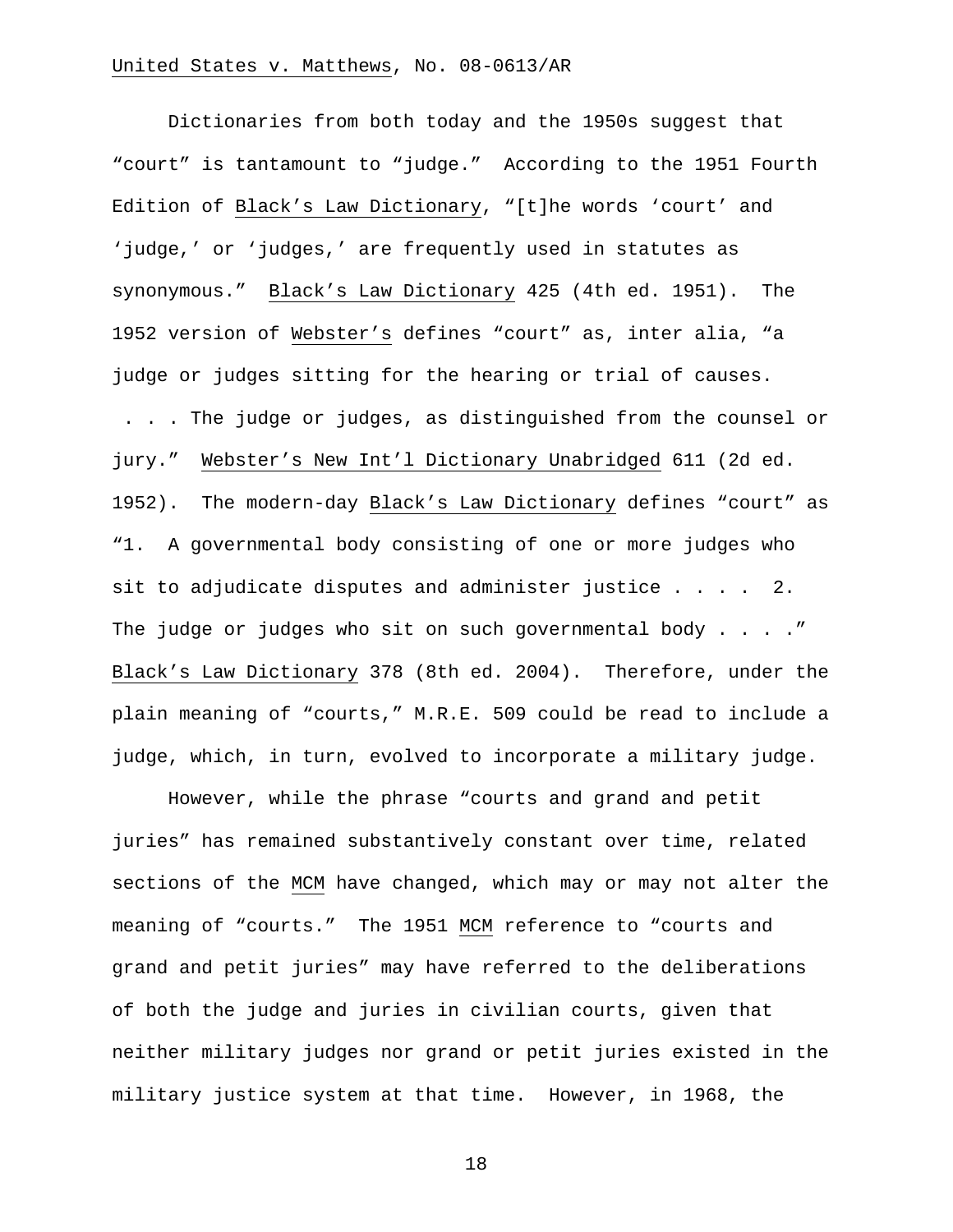Dictionaries from both today and the 1950s suggest that "court" is tantamount to "judge." According to the 1951 Fourth Edition of Black's Law Dictionary, "[t]he words 'court' and 'judge,' or 'judges,' are frequently used in statutes as synonymous." Black's Law Dictionary 425 (4th ed. 1951). The 1952 version of Webster's defines "court" as, inter alia, "a judge or judges sitting for the hearing or trial of causes. . . . The judge or judges, as distinguished from the counsel or jury." Webster's New Int'l Dictionary Unabridged 611 (2d ed. 1952). The modern-day Black's Law Dictionary defines "court" as "1. A governmental body consisting of one or more judges who sit to adjudicate disputes and administer justice . . . . 2. The judge or judges who sit on such governmental body . . . ." Black's Law Dictionary 378 (8th ed. 2004). Therefore, under the plain meaning of "courts," M.R.E. 509 could be read to include a judge, which, in turn, evolved to incorporate a military judge.

However, while the phrase "courts and grand and petit juries" has remained substantively constant over time, related sections of the MCM have changed, which may or may not alter the meaning of "courts." The 1951 MCM reference to "courts and grand and petit juries" may have referred to the deliberations of both the judge and juries in civilian courts, given that neither military judges nor grand or petit juries existed in the military justice system at that time. However, in 1968, the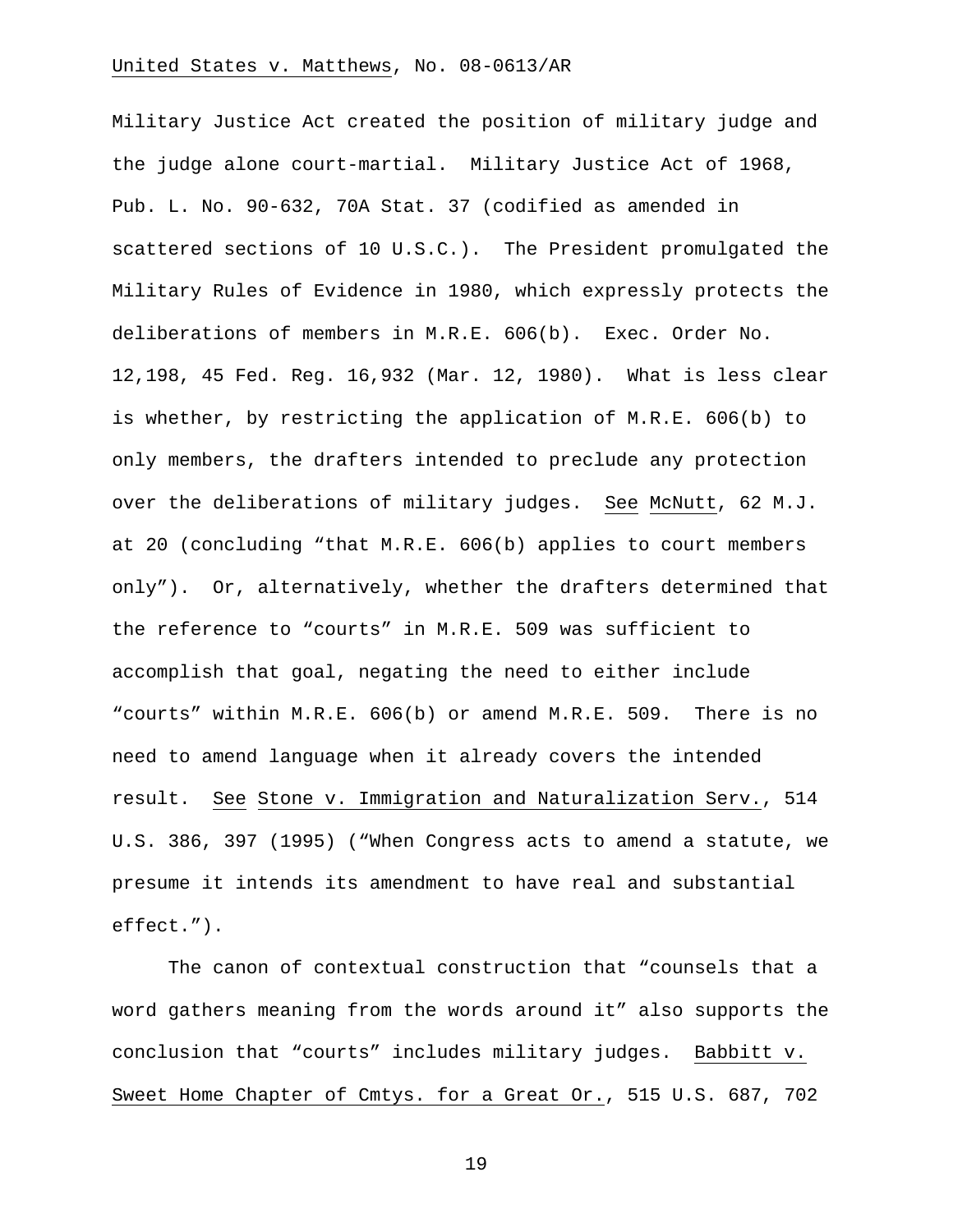Military Justice Act created the position of military judge and the judge alone court-martial. Military Justice Act of 1968, Pub. L. No. 90-632, 70A Stat. 37 (codified as amended in scattered sections of 10 U.S.C.). The President promulgated the Military Rules of Evidence in 1980, which expressly protects the deliberations of members in M.R.E. 606(b). Exec. Order No. 12,198, 45 Fed. Reg. 16,932 (Mar. 12, 1980). What is less clear is whether, by restricting the application of M.R.E. 606(b) to only members, the drafters intended to preclude any protection over the deliberations of military judges. See McNutt, 62 M.J. at 20 (concluding "that M.R.E. 606(b) applies to court members only"). Or, alternatively, whether the drafters determined that the reference to "courts" in M.R.E. 509 was sufficient to accomplish that goal, negating the need to either include "courts" within M.R.E. 606(b) or amend M.R.E. 509. There is no need to amend language when it already covers the intended result. See Stone v. Immigration and Naturalization Serv., 514 U.S. 386, 397 (1995) ("When Congress acts to amend a statute, we presume it intends its amendment to have real and substantial effect.").

The canon of contextual construction that "counsels that a word gathers meaning from the words around it" also supports the conclusion that "courts" includes military judges. Babbitt v. Sweet Home Chapter of Cmtys. for a Great Or., 515 U.S. 687, 702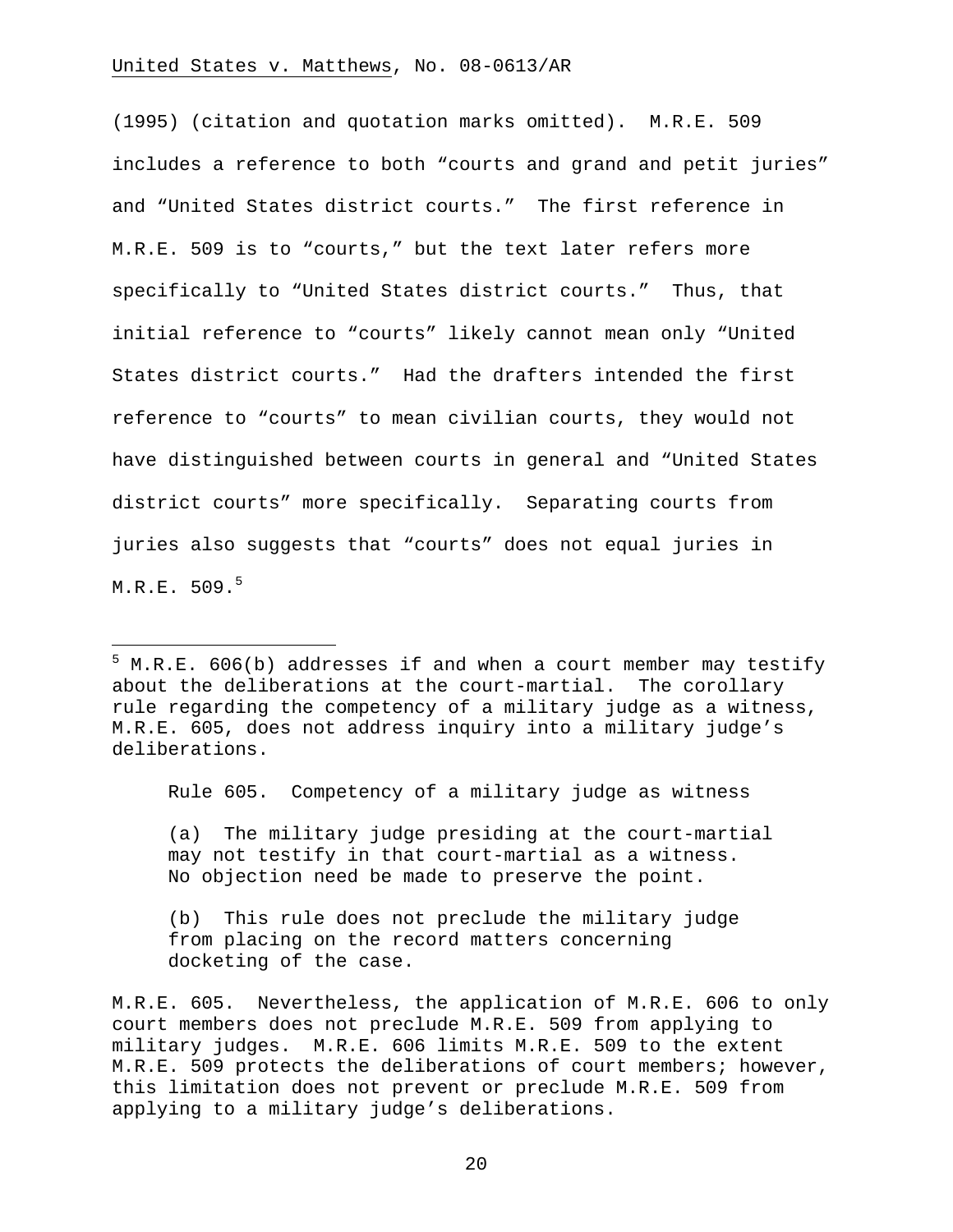(1995) (citation and quotation marks omitted). M.R.E. 509 includes a reference to both "courts and grand and petit juries" and "United States district courts." The first reference in M.R.E. 509 is to "courts," but the text later refers more specifically to "United States district courts." Thus, that initial reference to "courts" likely cannot mean only "United States district courts." Had the drafters intended the first reference to "courts" to mean civilian courts, they would not have distinguished between courts in general and "United States district courts" more specifically. Separating courts from juries also suggests that "courts" does not equal juries in M.R.E. 509.[5]

---

[5] M.R.E. 606(b) addresses if and when a court member may testify about the deliberations at the court-martial. The corollary rule regarding the competency of a military judge as a witness, M.R.E. 605, does not address inquiry into a military judge's deliberations.

> Rule 605. Competency of a military judge as witness
>
> (a) The military judge presiding at the court-martial may not testify in that court-martial as a witness. No objection need be made to preserve the point.
>
> (b) This rule does not preclude the military judge from placing on the record matters concerning docketing of the case.

M.R.E. 605. Nevertheless, the application of M.R.E. 606 to only court members does not preclude M.R.E. 509 from applying to military judges. M.R.E. 606 limits M.R.E. 509 to the extent M.R.E. 509 protects the deliberations of court members; however, this limitation does not prevent or preclude M.R.E. 509 from applying to a military judge's deliberations.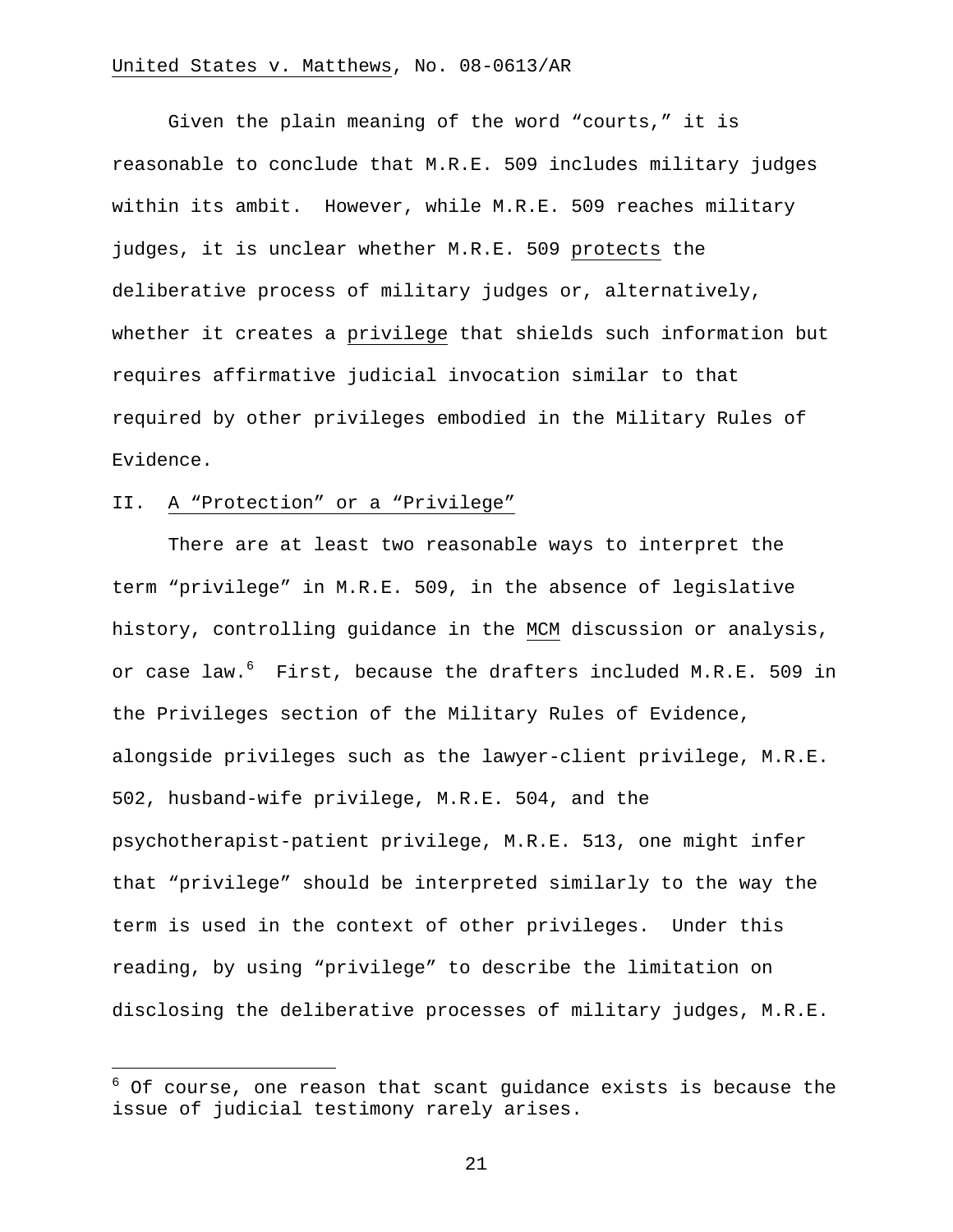Given the plain meaning of the word "courts," it is reasonable to conclude that M.R.E. 509 includes military judges within its ambit. However, while M.R.E. 509 reaches military judges, it is unclear whether M.R.E. 509 protects the deliberative process of military judges or, alternatively, whether it creates a privilege that shields such information but requires affirmative judicial invocation similar to that required by other privileges embodied in the Military Rules of Evidence.

## II. A "Protection" or a "Privilege"

There are at least two reasonable ways to interpret the term "privilege" in M.R.E. 509, in the absence of legislative history, controlling guidance in the MCM discussion or analysis, or case law.[6] First, because the drafters included M.R.E. 509 in the Privileges section of the Military Rules of Evidence, alongside privileges such as the lawyer-client privilege, M.R.E. 502, husband-wife privilege, M.R.E. 504, and the psychotherapist-patient privilege, M.R.E. 513, one might infer that "privilege" should be interpreted similarly to the way the term is used in the context of other privileges. Under this reading, by using "privilege" to describe the limitation on disclosing the deliberative processes of military judges, M.R.E.

[6] Of course, one reason that scant guidance exists is because the issue of judicial testimony rarely arises.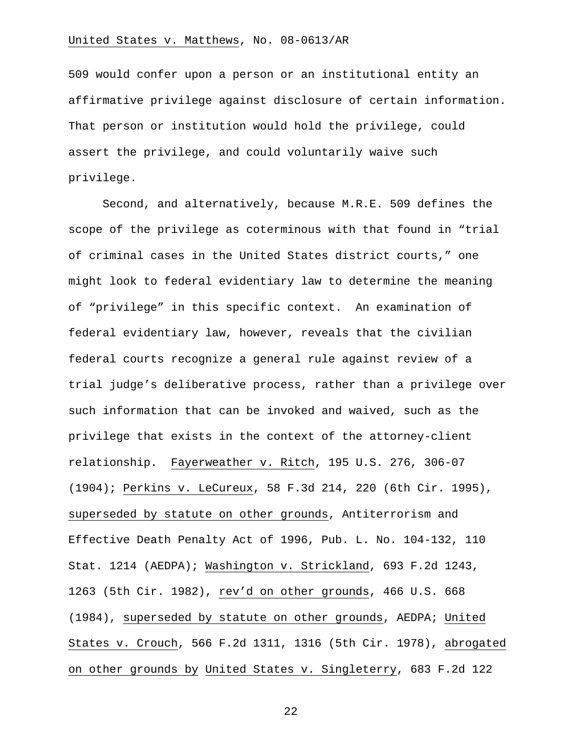509 would confer upon a person or an institutional entity an affirmative privilege against disclosure of certain information. That person or institution would hold the privilege, could assert the privilege, and could voluntarily waive such privilege.

Second, and alternatively, because M.R.E. 509 defines the scope of the privilege as coterminous with that found in "trial of criminal cases in the United States district courts," one might look to federal evidentiary law to determine the meaning of "privilege" in this specific context. An examination of federal evidentiary law, however, reveals that the civilian federal courts recognize a general rule against review of a trial judge's deliberative process, rather than a privilege over such information that can be invoked and waived, such as the privilege that exists in the context of the attorney-client relationship. Fayerweather v. Ritch, 195 U.S. 276, 306-07 (1904); Perkins v. LeCureux, 58 F.3d 214, 220 (6th Cir. 1995), superseded by statute on other grounds, Antiterrorism and Effective Death Penalty Act of 1996, Pub. L. No. 104-132, 110 Stat. 1214 (AEDPA); Washington v. Strickland, 693 F.2d 1243, 1263 (5th Cir. 1982), rev'd on other grounds, 466 U.S. 668 (1984), superseded by statute on other grounds, AEDPA; United States v. Crouch, 566 F.2d 1311, 1316 (5th Cir. 1978), abrogated on other grounds by United States v. Singleterry, 683 F.2d 122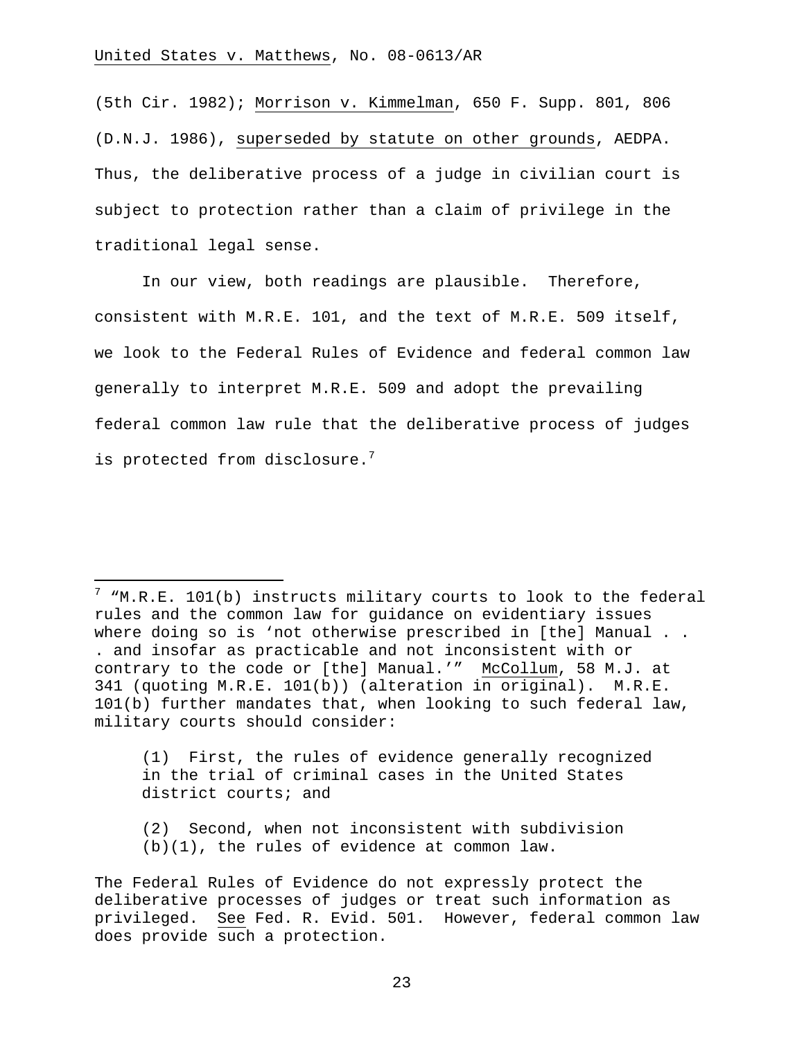(5th Cir. 1982); Morrison v. Kimmelman, 650 F. Supp. 801, 806 (D.N.J. 1986), superseded by statute on other grounds, AEDPA. Thus, the deliberative process of a judge in civilian court is subject to protection rather than a claim of privilege in the traditional legal sense.

In our view, both readings are plausible. Therefore, consistent with M.R.E. 101, and the text of M.R.E. 509 itself, we look to the Federal Rules of Evidence and federal common law generally to interpret M.R.E. 509 and adopt the prevailing federal common law rule that the deliberative process of judges is protected from disclosure.[7]

---

[7] "M.R.E. 101(b) instructs military courts to look to the federal rules and the common law for guidance on evidentiary issues where doing so is 'not otherwise prescribed in [the] Manual . . . and insofar as practicable and not inconsistent with or contrary to the code or [the] Manual.'" McCollum, 58 M.J. at 341 (quoting M.R.E. 101(b)) (alteration in original). M.R.E. 101(b) further mandates that, when looking to such federal law, military courts should consider:

> (1) First, the rules of evidence generally recognized in the trial of criminal cases in the United States district courts; and
>
> (2) Second, when not inconsistent with subdivision (b)(1), the rules of evidence at common law.

The Federal Rules of Evidence do not expressly protect the deliberative processes of judges or treat such information as privileged. See Fed. R. Evid. 501. However, federal common law does provide such a protection.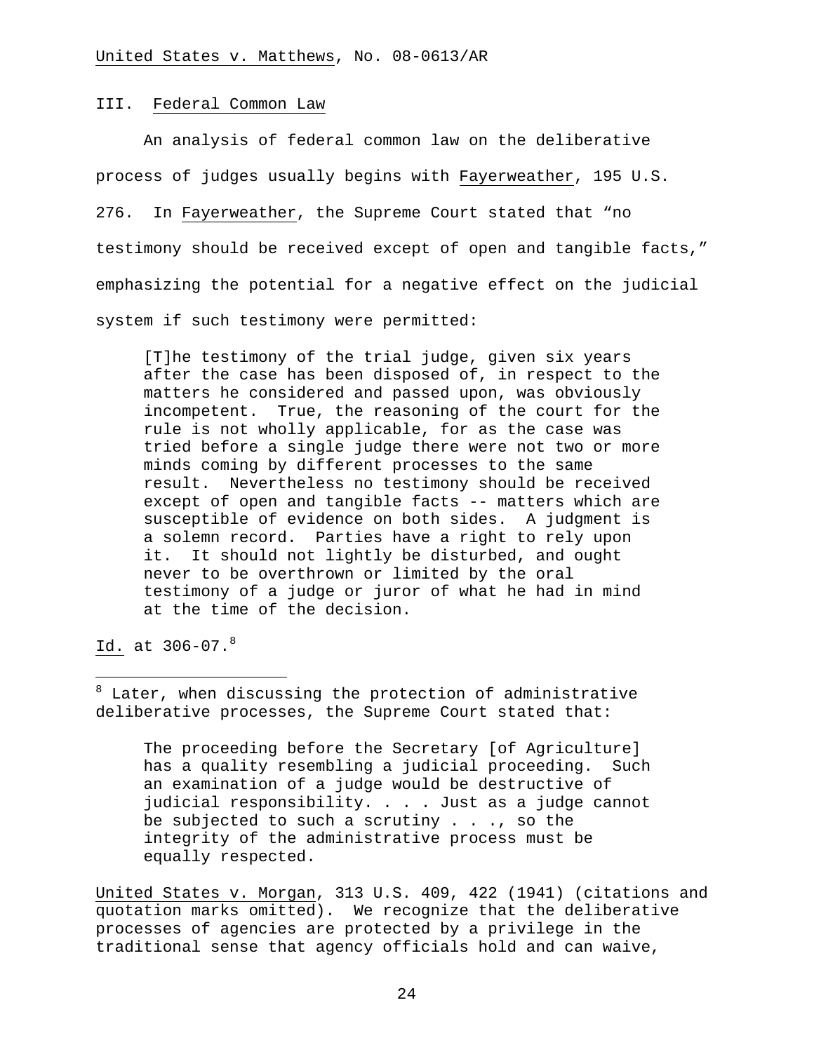## III. Federal Common Law

An analysis of federal common law on the deliberative process of judges usually begins with Fayerweather, 195 U.S. 276. In Fayerweather, the Supreme Court stated that "no testimony should be received except of open and tangible facts," emphasizing the potential for a negative effect on the judicial system if such testimony were permitted:

> [T]he testimony of the trial judge, given six years after the case has been disposed of, in respect to the matters he considered and passed upon, was obviously incompetent. True, the reasoning of the court for the rule is not wholly applicable, for as the case was tried before a single judge there were not two or more minds coming by different processes to the same result. Nevertheless no testimony should be received except of open and tangible facts -- matters which are susceptible of evidence on both sides. A judgment is a solemn record. Parties have a right to rely upon it. It should not lightly be disturbed, and ought never to be overthrown or limited by the oral testimony of a judge or juror of what he had in mind at the time of the decision.

Id. at 306-07.[8]

---

[8] Later, when discussing the protection of administrative deliberative processes, the Supreme Court stated that:

> The proceeding before the Secretary [of Agriculture] has a quality resembling a judicial proceeding. Such an examination of a judge would be destructive of judicial responsibility. . . . Just as a judge cannot be subjected to such a scrutiny . . ., so the integrity of the administrative process must be equally respected.

United States v. Morgan, 313 U.S. 409, 422 (1941) (citations and quotation marks omitted). We recognize that the deliberative processes of agencies are protected by a privilege in the traditional sense that agency officials hold and can waive,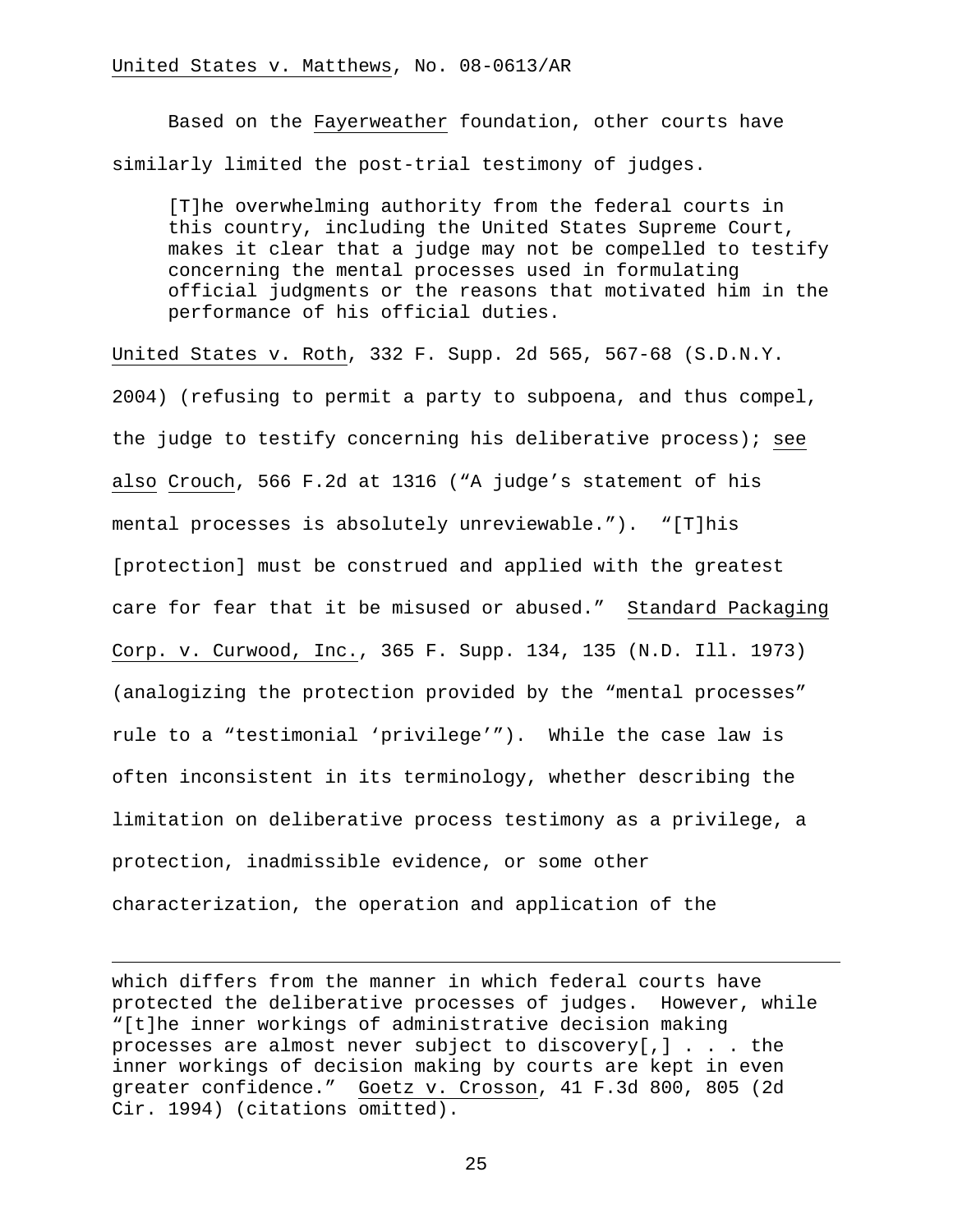Based on the Fayerweather foundation, other courts have similarly limited the post-trial testimony of judges.

> [T]he overwhelming authority from the federal courts in this country, including the United States Supreme Court, makes it clear that a judge may not be compelled to testify concerning the mental processes used in formulating official judgments or the reasons that motivated him in the performance of his official duties.

United States v. Roth, 332 F. Supp. 2d 565, 567-68 (S.D.N.Y. 2004) (refusing to permit a party to subpoena, and thus compel, the judge to testify concerning his deliberative process); see also Crouch, 566 F.2d at 1316 ("A judge's statement of his mental processes is absolutely unreviewable."). "[T]his [protection] must be construed and applied with the greatest care for fear that it be misused or abused." Standard Packaging Corp. v. Curwood, Inc., 365 F. Supp. 134, 135 (N.D. Ill. 1973) (analogizing the protection provided by the "mental processes" rule to a "testimonial 'privilege'"). While the case law is often inconsistent in its terminology, whether describing the limitation on deliberative process testimony as a privilege, a protection, inadmissible evidence, or some other characterization, the operation and application of the

---

which differs from the manner in which federal courts have protected the deliberative processes of judges. However, while "[t]he inner workings of administrative decision making processes are almost never subject to discovery[,] . . . the inner workings of decision making by courts are kept in even greater confidence." Goetz v. Crosson, 41 F.3d 800, 805 (2d Cir. 1994) (citations omitted).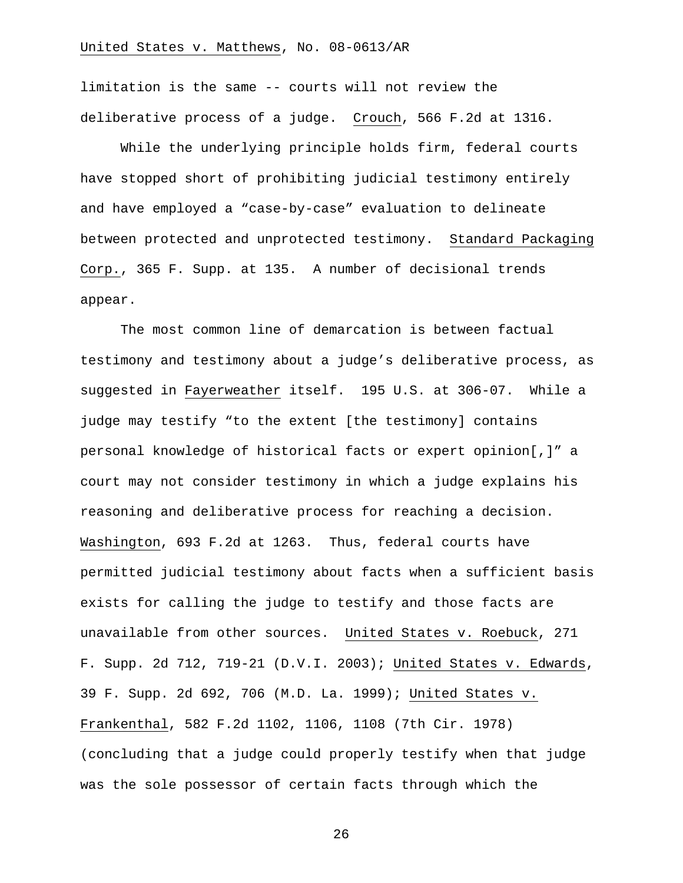limitation is the same -- courts will not review the deliberative process of a judge. Crouch, 566 F.2d at 1316.

While the underlying principle holds firm, federal courts have stopped short of prohibiting judicial testimony entirely and have employed a "case-by-case" evaluation to delineate between protected and unprotected testimony. Standard Packaging Corp., 365 F. Supp. at 135. A number of decisional trends appear.

The most common line of demarcation is between factual testimony and testimony about a judge's deliberative process, as suggested in Fayerweather itself. 195 U.S. at 306-07. While a judge may testify "to the extent [the testimony] contains personal knowledge of historical facts or expert opinion[,]" a court may not consider testimony in which a judge explains his reasoning and deliberative process for reaching a decision. Washington, 693 F.2d at 1263. Thus, federal courts have permitted judicial testimony about facts when a sufficient basis exists for calling the judge to testify and those facts are unavailable from other sources. United States v. Roebuck, 271 F. Supp. 2d 712, 719-21 (D.V.I. 2003); United States v. Edwards, 39 F. Supp. 2d 692, 706 (M.D. La. 1999); United States v. Frankenthal, 582 F.2d 1102, 1106, 1108 (7th Cir. 1978) (concluding that a judge could properly testify when that judge was the sole possessor of certain facts through which the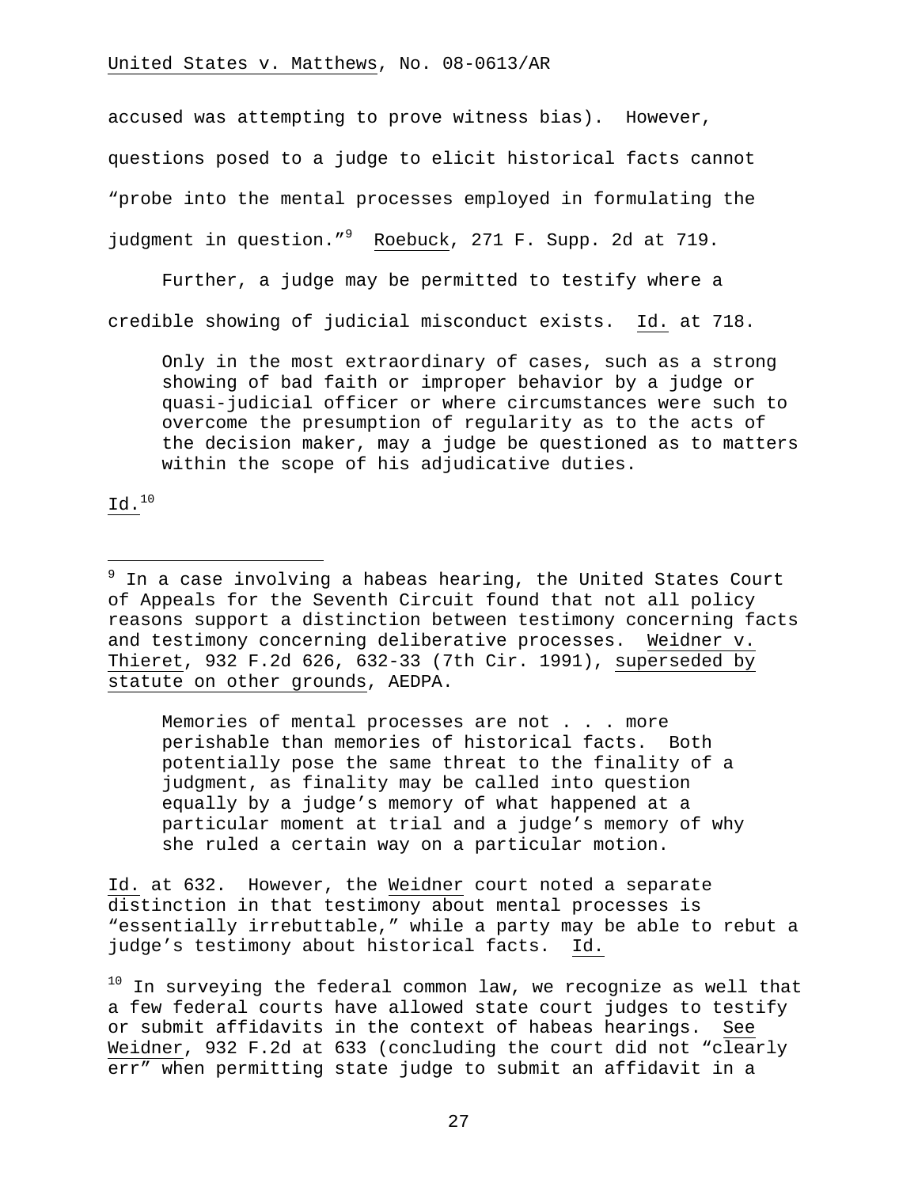accused was attempting to prove witness bias). However, questions posed to a judge to elicit historical facts cannot "probe into the mental processes employed in formulating the judgment in question."[9] Roebuck, 271 F. Supp. 2d at 719.

Further, a judge may be permitted to testify where a credible showing of judicial misconduct exists. Id. at 718.

> Only in the most extraordinary of cases, such as a strong showing of bad faith or improper behavior by a judge or quasi-judicial officer or where circumstances were such to overcome the presumption of regularity as to the acts of the decision maker, may a judge be questioned as to matters within the scope of his adjudicative duties.

Id.[10]

---

[9] In a case involving a habeas hearing, the United States Court of Appeals for the Seventh Circuit found that not all policy reasons support a distinction between testimony concerning facts and testimony concerning deliberative processes. Weidner v. Thieret, 932 F.2d 626, 632-33 (7th Cir. 1991), superseded by statute on other grounds, AEDPA.

> Memories of mental processes are not . . . more perishable than memories of historical facts. Both potentially pose the same threat to the finality of a judgment, as finality may be called into question equally by a judge's memory of what happened at a particular moment at trial and a judge's memory of why she ruled a certain way on a particular motion.

Id. at 632. However, the Weidner court noted a separate distinction in that testimony about mental processes is "essentially irrebuttable," while a party may be able to rebut a judge's testimony about historical facts. Id.

[10] In surveying the federal common law, we recognize as well that a few federal courts have allowed state court judges to testify or submit affidavits in the context of habeas hearings. See Weidner, 932 F.2d at 633 (concluding the court did not "clearly err" when permitting state judge to submit an affidavit in a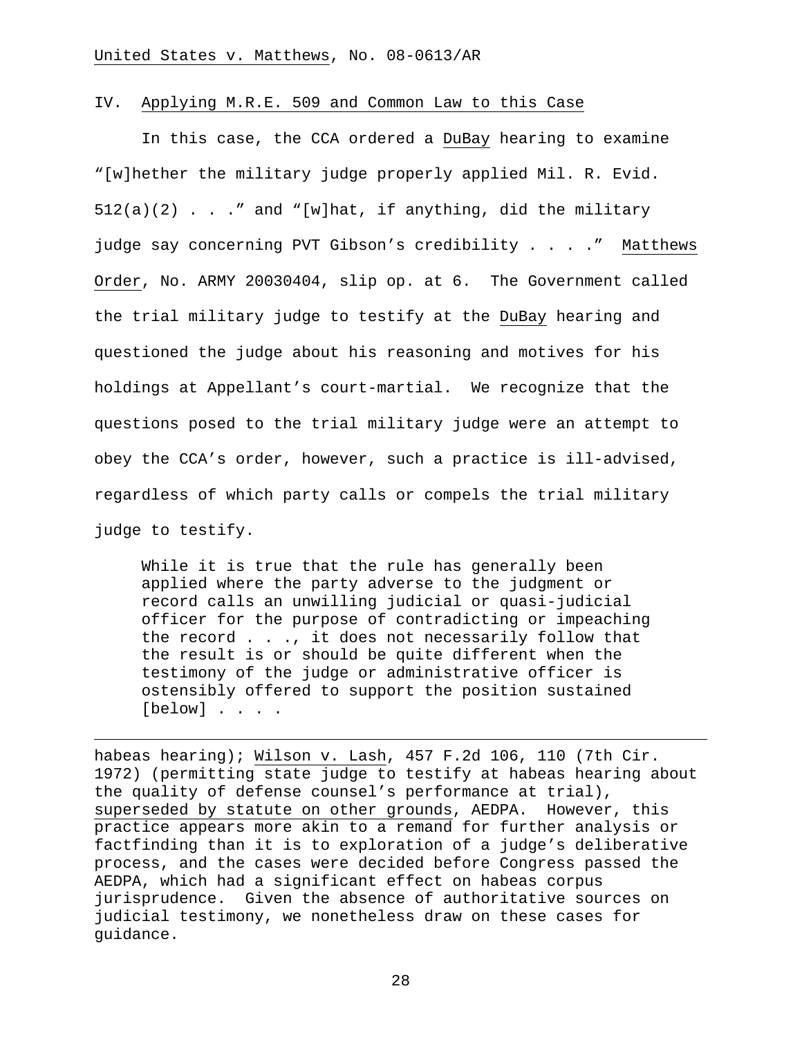## IV. Applying M.R.E. 509 and Common Law to this Case

In this case, the CCA ordered a DuBay hearing to examine "[w]hether the military judge properly applied Mil. R. Evid. 512(a)(2) . . ." and "[w]hat, if anything, did the military judge say concerning PVT Gibson's credibility . . . ." Matthews Order, No. ARMY 20030404, slip op. at 6. The Government called the trial military judge to testify at the DuBay hearing and questioned the judge about his reasoning and motives for his holdings at Appellant's court-martial. We recognize that the questions posed to the trial military judge were an attempt to obey the CCA's order, however, such a practice is ill-advised, regardless of which party calls or compels the trial military judge to testify.

> While it is true that the rule has generally been applied where the party adverse to the judgment or record calls an unwilling judicial or quasi-judicial officer for the purpose of contradicting or impeaching the record . . ., it does not necessarily follow that the result is or should be quite different when the testimony of the judge or administrative officer is ostensibly offered to support the position sustained [below] . . . .

---

habeas hearing); Wilson v. Lash, 457 F.2d 106, 110 (7th Cir. 1972) (permitting state judge to testify at habeas hearing about the quality of defense counsel's performance at trial), superseded by statute on other grounds, AEDPA. However, this practice appears more akin to a remand for further analysis or factfinding than it is to exploration of a judge's deliberative process, and the cases were decided before Congress passed the AEDPA, which had a significant effect on habeas corpus jurisprudence. Given the absence of authoritative sources on judicial testimony, we nonetheless draw on these cases for guidance.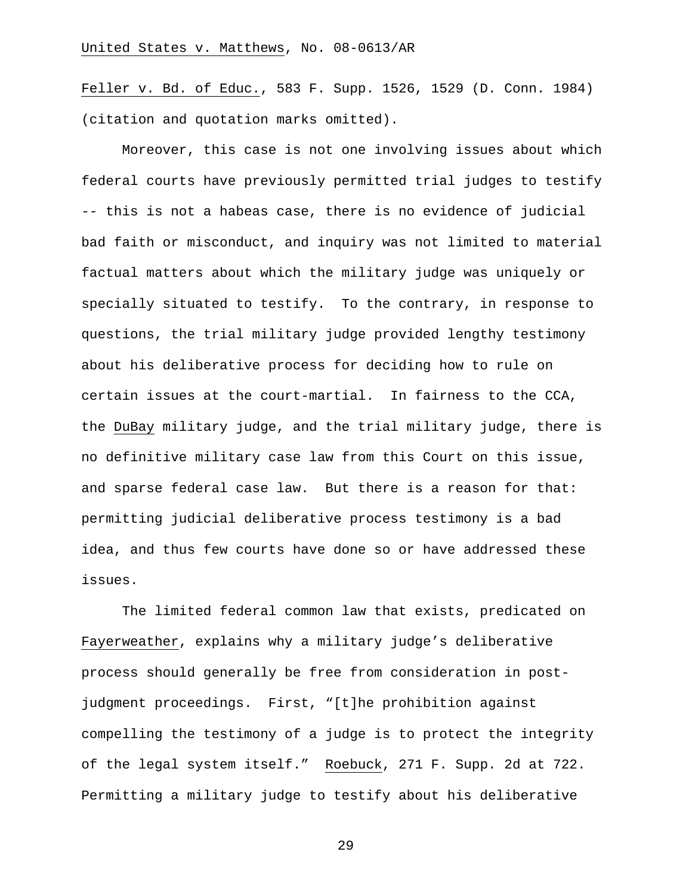Feller v. Bd. of Educ., 583 F. Supp. 1526, 1529 (D. Conn. 1984) (citation and quotation marks omitted).

Moreover, this case is not one involving issues about which federal courts have previously permitted trial judges to testify -- this is not a habeas case, there is no evidence of judicial bad faith or misconduct, and inquiry was not limited to material factual matters about which the military judge was uniquely or specially situated to testify. To the contrary, in response to questions, the trial military judge provided lengthy testimony about his deliberative process for deciding how to rule on certain issues at the court-martial. In fairness to the CCA, the DuBay military judge, and the trial military judge, there is no definitive military case law from this Court on this issue, and sparse federal case law. But there is a reason for that: permitting judicial deliberative process testimony is a bad idea, and thus few courts have done so or have addressed these issues.

The limited federal common law that exists, predicated on Fayerweather, explains why a military judge's deliberative process should generally be free from consideration in post-judgment proceedings. First, "[t]he prohibition against compelling the testimony of a judge is to protect the integrity of the legal system itself." Roebuck, 271 F. Supp. 2d at 722. Permitting a military judge to testify about his deliberative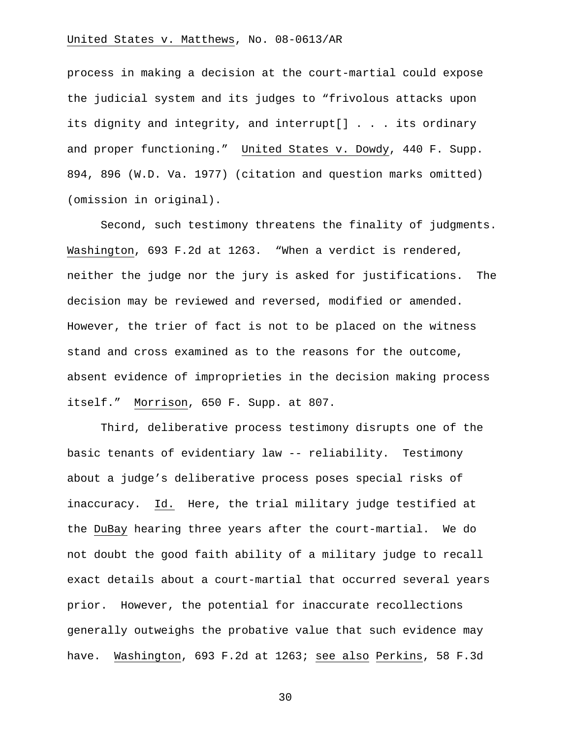process in making a decision at the court-martial could expose the judicial system and its judges to "frivolous attacks upon its dignity and integrity, and interrupt[] . . . its ordinary and proper functioning." United States v. Dowdy, 440 F. Supp. 894, 896 (W.D. Va. 1977) (citation and question marks omitted) (omission in original).

Second, such testimony threatens the finality of judgments. Washington, 693 F.2d at 1263. "When a verdict is rendered, neither the judge nor the jury is asked for justifications. The decision may be reviewed and reversed, modified or amended. However, the trier of fact is not to be placed on the witness stand and cross examined as to the reasons for the outcome, absent evidence of improprieties in the decision making process itself." Morrison, 650 F. Supp. at 807.

Third, deliberative process testimony disrupts one of the basic tenants of evidentiary law -- reliability. Testimony about a judge's deliberative process poses special risks of inaccuracy. Id. Here, the trial military judge testified at the DuBay hearing three years after the court-martial. We do not doubt the good faith ability of a military judge to recall exact details about a court-martial that occurred several years prior. However, the potential for inaccurate recollections generally outweighs the probative value that such evidence may have. Washington, 693 F.2d at 1263; see also Perkins, 58 F.3d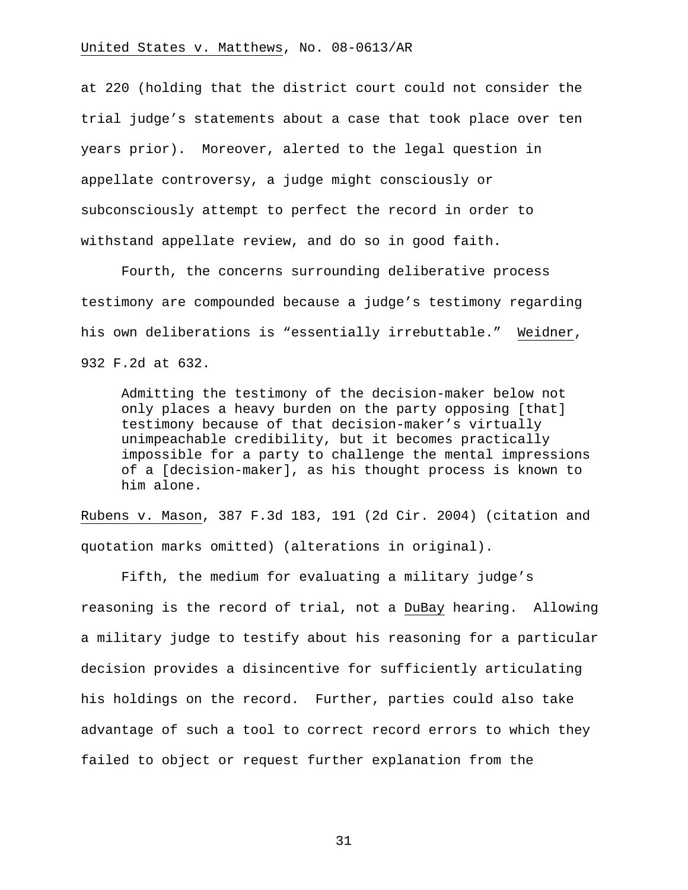at 220 (holding that the district court could not consider the trial judge's statements about a case that took place over ten years prior). Moreover, alerted to the legal question in appellate controversy, a judge might consciously or subconsciously attempt to perfect the record in order to withstand appellate review, and do so in good faith.

Fourth, the concerns surrounding deliberative process testimony are compounded because a judge's testimony regarding his own deliberations is "essentially irrebuttable." Weidner, 932 F.2d at 632.

> Admitting the testimony of the decision-maker below not only places a heavy burden on the party opposing [that] testimony because of that decision-maker's virtually unimpeachable credibility, but it becomes practically impossible for a party to challenge the mental impressions of a [decision-maker], as his thought process is known to him alone.

Rubens v. Mason, 387 F.3d 183, 191 (2d Cir. 2004) (citation and quotation marks omitted) (alterations in original).

Fifth, the medium for evaluating a military judge's reasoning is the record of trial, not a DuBay hearing. Allowing a military judge to testify about his reasoning for a particular decision provides a disincentive for sufficiently articulating his holdings on the record. Further, parties could also take advantage of such a tool to correct record errors to which they failed to object or request further explanation from the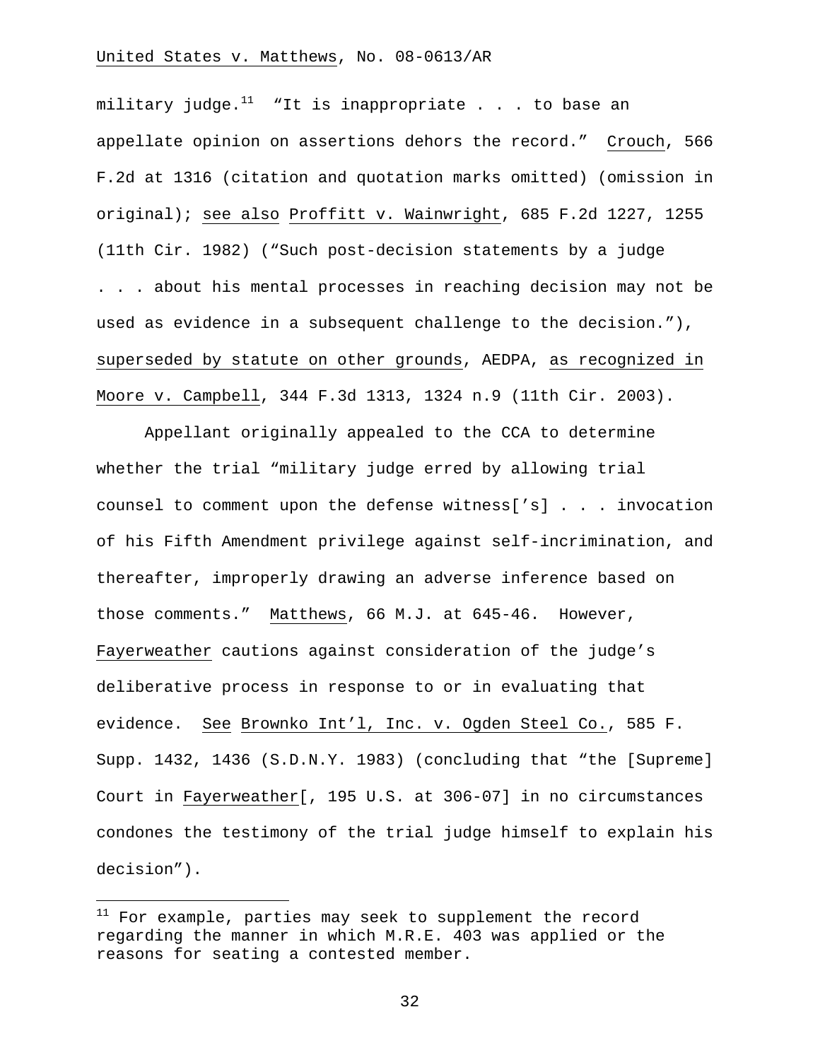military judge.[11] "It is inappropriate . . . to base an appellate opinion on assertions dehors the record." Crouch, 566 F.2d at 1316 (citation and quotation marks omitted) (omission in original); see also Proffitt v. Wainwright, 685 F.2d 1227, 1255 (11th Cir. 1982) ("Such post-decision statements by a judge . . . about his mental processes in reaching decision may not be used as evidence in a subsequent challenge to the decision."), superseded by statute on other grounds, AEDPA, as recognized in Moore v. Campbell, 344 F.3d 1313, 1324 n.9 (11th Cir. 2003).

Appellant originally appealed to the CCA to determine whether the trial "military judge erred by allowing trial counsel to comment upon the defense witness['s] . . . invocation of his Fifth Amendment privilege against self-incrimination, and thereafter, improperly drawing an adverse inference based on those comments." Matthews, 66 M.J. at 645-46. However, Fayerweather cautions against consideration of the judge's deliberative process in response to or in evaluating that evidence. See Brownko Int'l, Inc. v. Ogden Steel Co., 585 F. Supp. 1432, 1436 (S.D.N.Y. 1983) (concluding that "the [Supreme] Court in Fayerweather[, 195 U.S. at 306-07] in no circumstances condones the testimony of the trial judge himself to explain his decision").

---

[11] For example, parties may seek to supplement the record regarding the manner in which M.R.E. 403 was applied or the reasons for seating a contested member.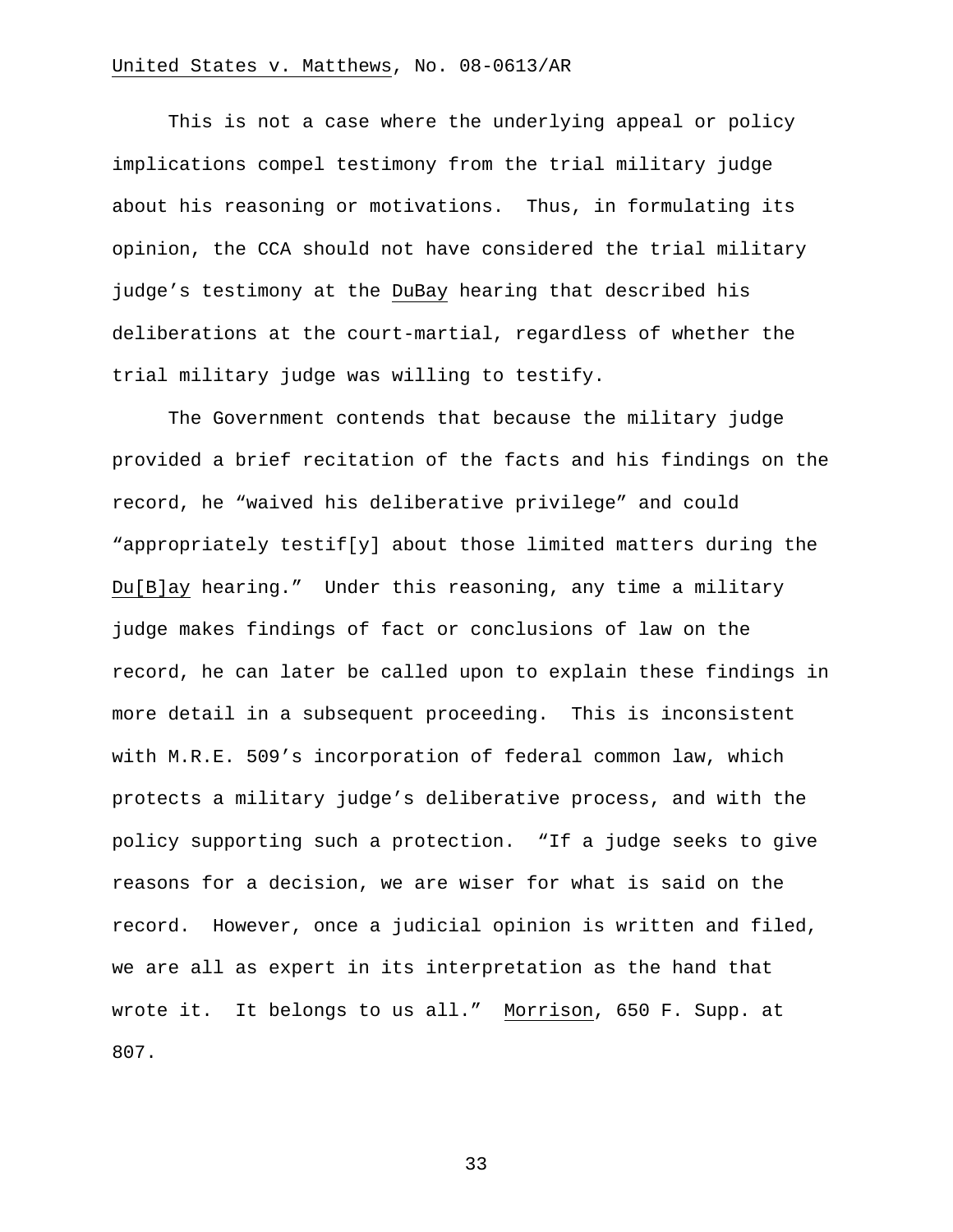This is not a case where the underlying appeal or policy implications compel testimony from the trial military judge about his reasoning or motivations. Thus, in formulating its opinion, the CCA should not have considered the trial military judge's testimony at the _DuBay_ hearing that described his deliberations at the court-martial, regardless of whether the trial military judge was willing to testify.

The Government contends that because the military judge provided a brief recitation of the facts and his findings on the record, he "waived his deliberative privilege" and could "appropriately testif[y] about those limited matters during the _Du[B]ay_ hearing." Under this reasoning, any time a military judge makes findings of fact or conclusions of law on the record, he can later be called upon to explain these findings in more detail in a subsequent proceeding. This is inconsistent with M.R.E. 509's incorporation of federal common law, which protects a military judge's deliberative process, and with the policy supporting such a protection. "If a judge seeks to give reasons for a decision, we are wiser for what is said on the record. However, once a judicial opinion is written and filed, we are all as expert in its interpretation as the hand that wrote it. It belongs to us all." _Morrison_, 650 F. Supp. at 807.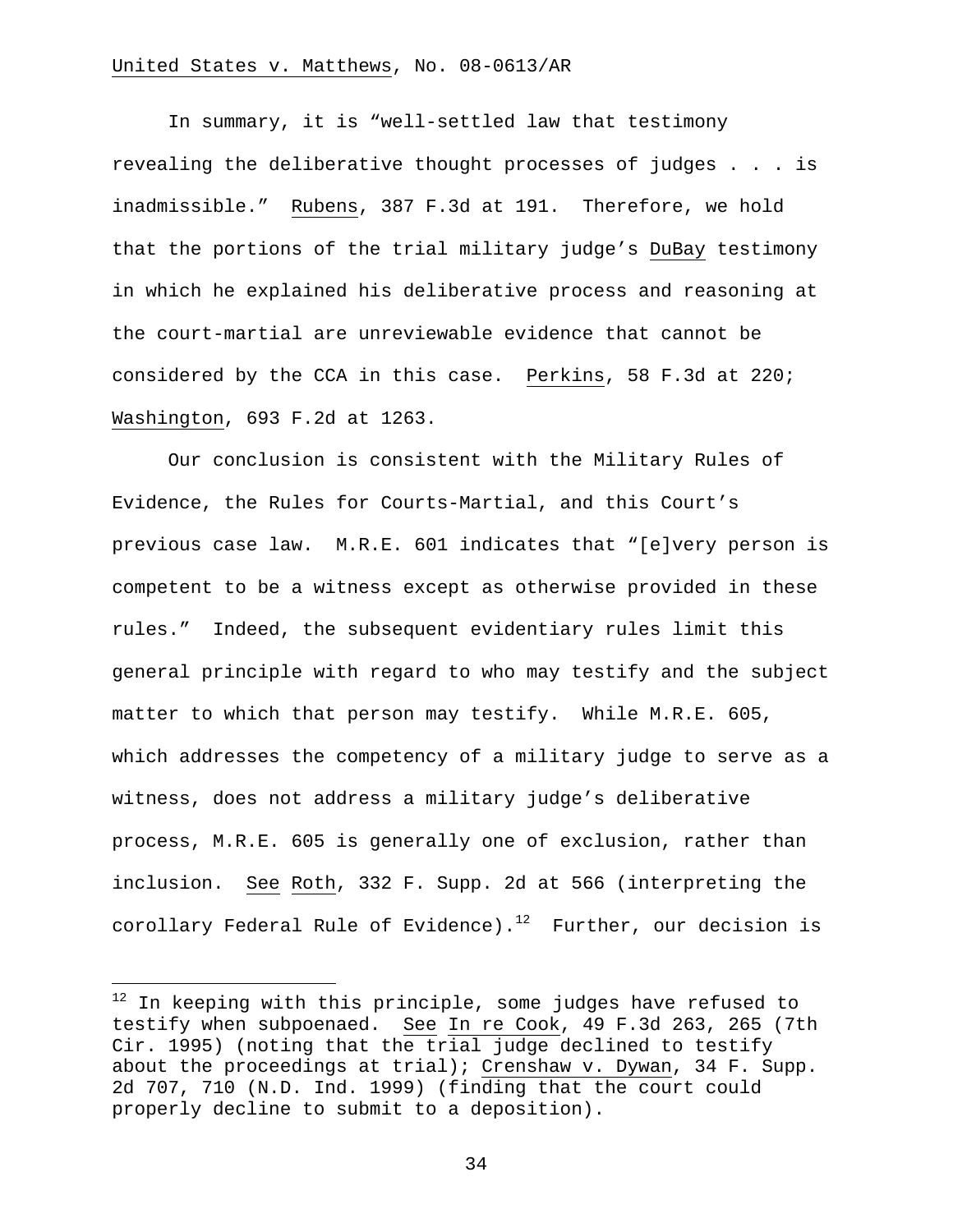In summary, it is "well-settled law that testimony revealing the deliberative thought processes of judges . . . is inadmissible." Rubens, 387 F.3d at 191. Therefore, we hold that the portions of the trial military judge's DuBay testimony in which he explained his deliberative process and reasoning at the court-martial are unreviewable evidence that cannot be considered by the CCA in this case. Perkins, 58 F.3d at 220; Washington, 693 F.2d at 1263.

Our conclusion is consistent with the Military Rules of Evidence, the Rules for Courts-Martial, and this Court's previous case law. M.R.E. 601 indicates that "[e]very person is competent to be a witness except as otherwise provided in these rules." Indeed, the subsequent evidentiary rules limit this general principle with regard to who may testify and the subject matter to which that person may testify. While M.R.E. 605, which addresses the competency of a military judge to serve as a witness, does not address a military judge's deliberative process, M.R.E. 605 is generally one of exclusion, rather than inclusion. See Roth, 332 F. Supp. 2d at 566 (interpreting the corollary Federal Rule of Evidence).[12] Further, our decision is

---

[12] In keeping with this principle, some judges have refused to testify when subpoenaed. See In re Cook, 49 F.3d 263, 265 (7th Cir. 1995) (noting that the trial judge declined to testify about the proceedings at trial); Crenshaw v. Dywan, 34 F. Supp. 2d 707, 710 (N.D. Ind. 1999) (finding that the court could properly decline to submit to a deposition).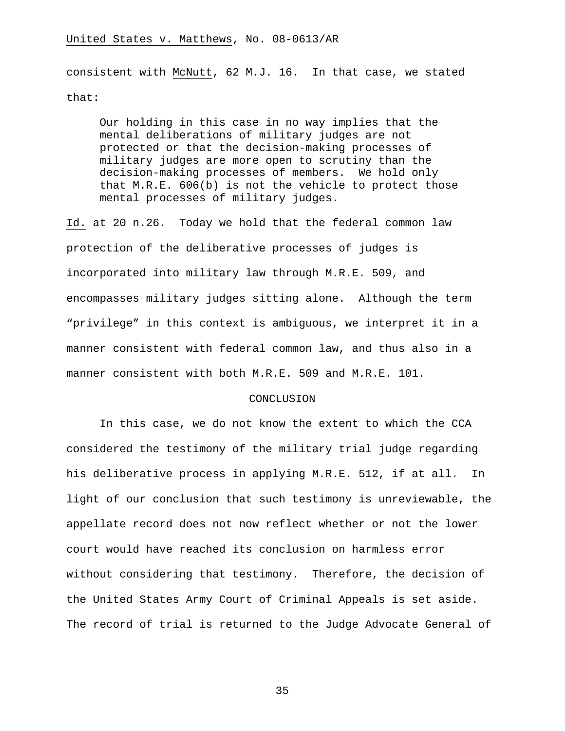consistent with McNutt, 62 M.J. 16. In that case, we stated that:

> Our holding in this case in no way implies that the mental deliberations of military judges are not protected or that the decision-making processes of military judges are more open to scrutiny than the decision-making processes of members. We hold only that M.R.E. 606(b) is not the vehicle to protect those mental processes of military judges.

Id. at 20 n.26. Today we hold that the federal common law protection of the deliberative processes of judges is incorporated into military law through M.R.E. 509, and encompasses military judges sitting alone. Although the term "privilege" in this context is ambiguous, we interpret it in a manner consistent with federal common law, and thus also in a manner consistent with both M.R.E. 509 and M.R.E. 101.

## CONCLUSION

In this case, we do not know the extent to which the CCA considered the testimony of the military trial judge regarding his deliberative process in applying M.R.E. 512, if at all. In light of our conclusion that such testimony is unreviewable, the appellate record does not now reflect whether or not the lower court would have reached its conclusion on harmless error without considering that testimony. Therefore, the decision of the United States Army Court of Criminal Appeals is set aside. The record of trial is returned to the Judge Advocate General of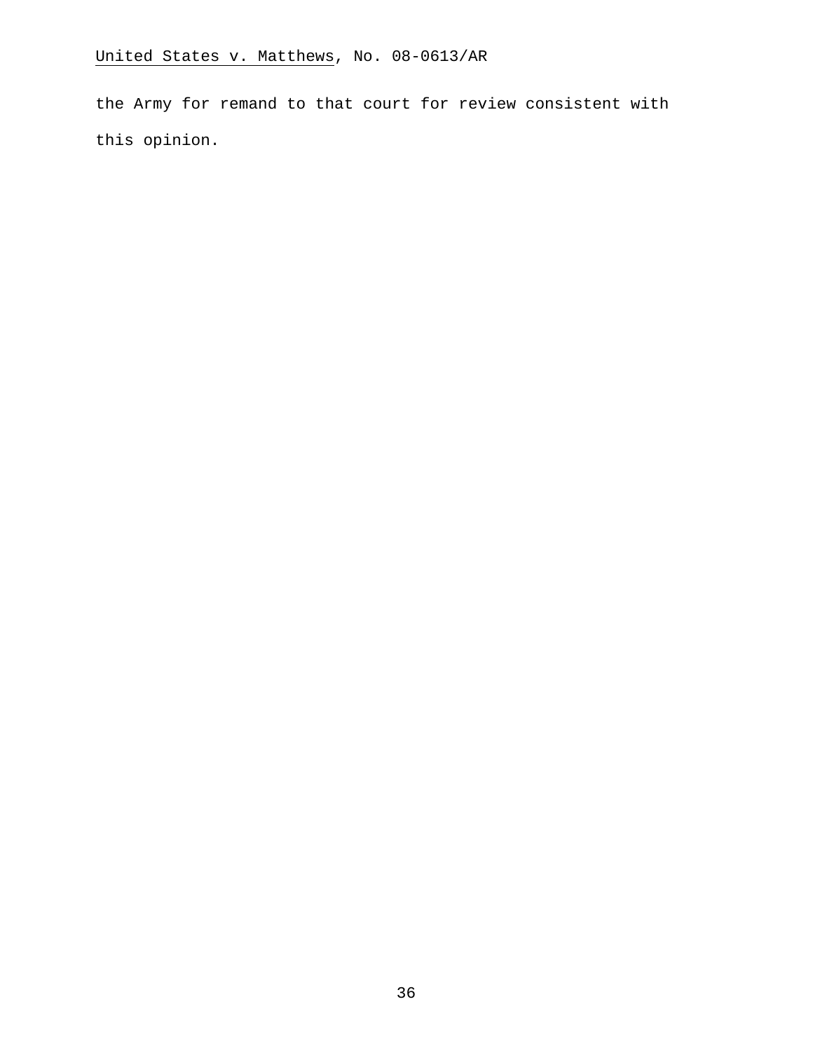the Army for remand to that court for review consistent with this opinion.